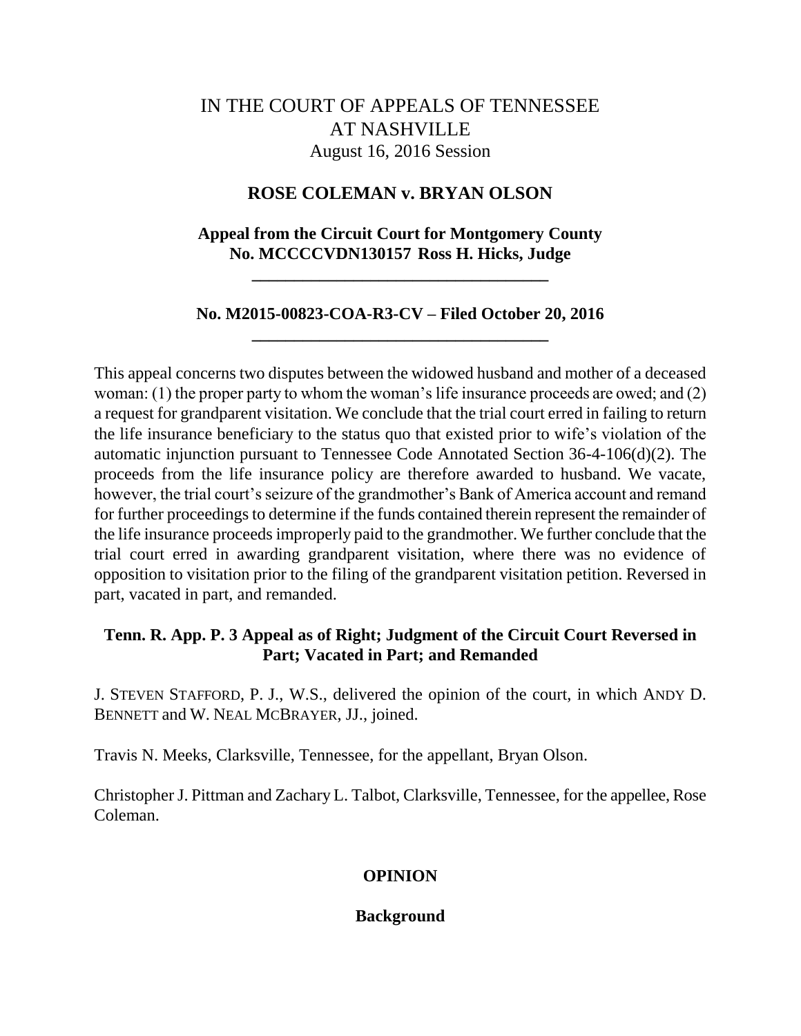# IN THE COURT OF APPEALS OF TENNESSEE AT NASHVILLE

August 16, 2016 Session

## ROSE COLEMAN v. BRYAN OLSON

**Appeal from the Circuit Court for Montgomery County**
**No. MCCCCVDN130157 Ross H. Hicks, Judge**

---

**No. M2015-00823-COA-R3-CV – Filed October 20, 2016**

---

This appeal concerns two disputes between the widowed husband and mother of a deceased woman: (1) the proper party to whom the woman's life insurance proceeds are owed; and (2) a request for grandparent visitation. We conclude that the trial court erred in failing to return the life insurance beneficiary to the status quo that existed prior to wife's violation of the automatic injunction pursuant to Tennessee Code Annotated Section 36-4-106(d)(2). The proceeds from the life insurance policy are therefore awarded to husband. We vacate, however, the trial court's seizure of the grandmother's Bank of America account and remand for further proceedings to determine if the funds contained therein represent the remainder of the life insurance proceeds improperly paid to the grandmother. We further conclude that the trial court erred in awarding grandparent visitation, where there was no evidence of opposition to visitation prior to the filing of the grandparent visitation petition. Reversed in part, vacated in part, and remanded.

**Tenn. R. App. P. 3 Appeal as of Right; Judgment of the Circuit Court Reversed in Part; Vacated in Part; and Remanded**

J. STEVEN STAFFORD, P. J., W.S., delivered the opinion of the court, in which ANDY D. BENNETT and W. NEAL MCBRAYER, JJ., joined.

Travis N. Meeks, Clarksville, Tennessee, for the appellant, Bryan Olson.

Christopher J. Pittman and Zachary L. Talbot, Clarksville, Tennessee, for the appellee, Rose Coleman.

## OPINION

### Background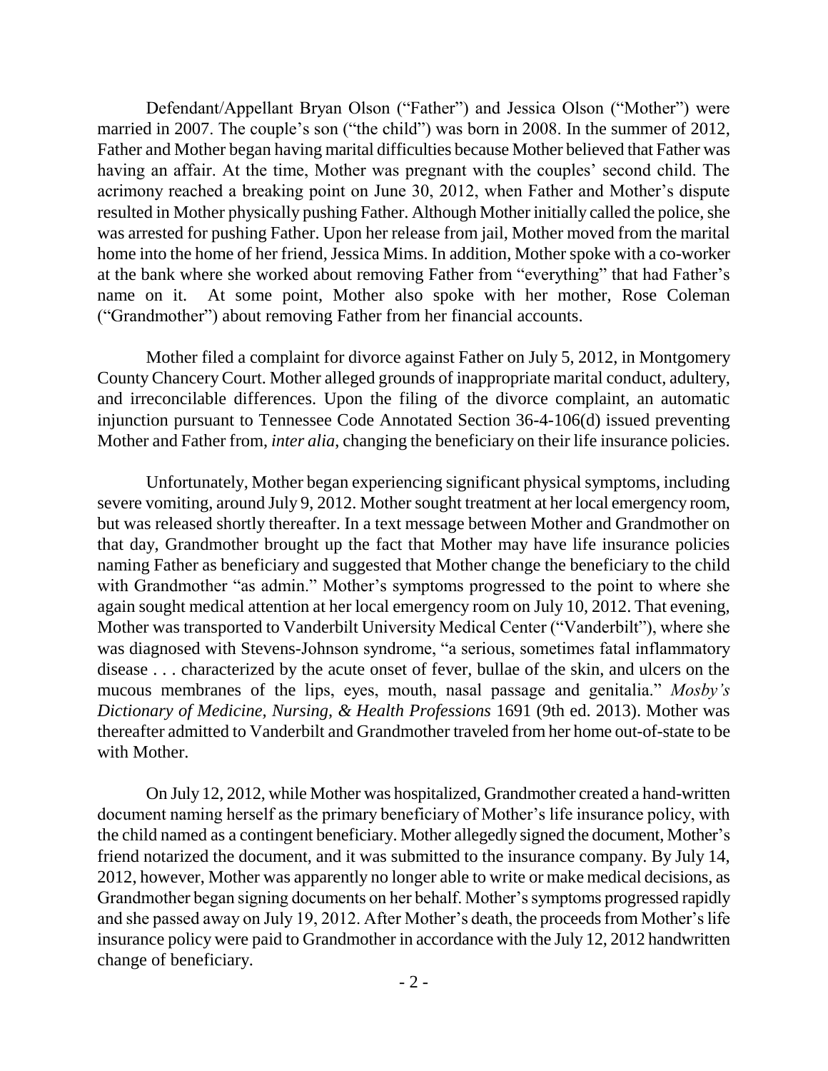Defendant/Appellant Bryan Olson ("Father") and Jessica Olson ("Mother") were married in 2007. The couple's son ("the child") was born in 2008. In the summer of 2012, Father and Mother began having marital difficulties because Mother believed that Father was having an affair. At the time, Mother was pregnant with the couples' second child. The acrimony reached a breaking point on June 30, 2012, when Father and Mother's dispute resulted in Mother physically pushing Father. Although Mother initially called the police, she was arrested for pushing Father. Upon her release from jail, Mother moved from the marital home into the home of her friend, Jessica Mims. In addition, Mother spoke with a co-worker at the bank where she worked about removing Father from "everything" that had Father's name on it. At some point, Mother also spoke with her mother, Rose Coleman ("Grandmother") about removing Father from her financial accounts.

Mother filed a complaint for divorce against Father on July 5, 2012, in Montgomery County Chancery Court. Mother alleged grounds of inappropriate marital conduct, adultery, and irreconcilable differences. Upon the filing of the divorce complaint, an automatic injunction pursuant to Tennessee Code Annotated Section 36-4-106(d) issued preventing Mother and Father from, *inter alia*, changing the beneficiary on their life insurance policies.

Unfortunately, Mother began experiencing significant physical symptoms, including severe vomiting, around July 9, 2012. Mother sought treatment at her local emergency room, but was released shortly thereafter. In a text message between Mother and Grandmother on that day, Grandmother brought up the fact that Mother may have life insurance policies naming Father as beneficiary and suggested that Mother change the beneficiary to the child with Grandmother "as admin." Mother's symptoms progressed to the point to where she again sought medical attention at her local emergency room on July 10, 2012. That evening, Mother was transported to Vanderbilt University Medical Center ("Vanderbilt"), where she was diagnosed with Stevens-Johnson syndrome, "a serious, sometimes fatal inflammatory disease . . . characterized by the acute onset of fever, bullae of the skin, and ulcers on the mucous membranes of the lips, eyes, mouth, nasal passage and genitalia." *Mosby's Dictionary of Medicine, Nursing, & Health Professions* 1691 (9th ed. 2013). Mother was thereafter admitted to Vanderbilt and Grandmother traveled from her home out-of-state to be with Mother.

On July 12, 2012, while Mother was hospitalized, Grandmother created a hand-written document naming herself as the primary beneficiary of Mother's life insurance policy, with the child named as a contingent beneficiary. Mother allegedly signed the document, Mother's friend notarized the document, and it was submitted to the insurance company. By July 14, 2012, however, Mother was apparently no longer able to write or make medical decisions, as Grandmother began signing documents on her behalf. Mother's symptoms progressed rapidly and she passed away on July 19, 2012. After Mother's death, the proceeds from Mother's life insurance policy were paid to Grandmother in accordance with the July 12, 2012 handwritten change of beneficiary.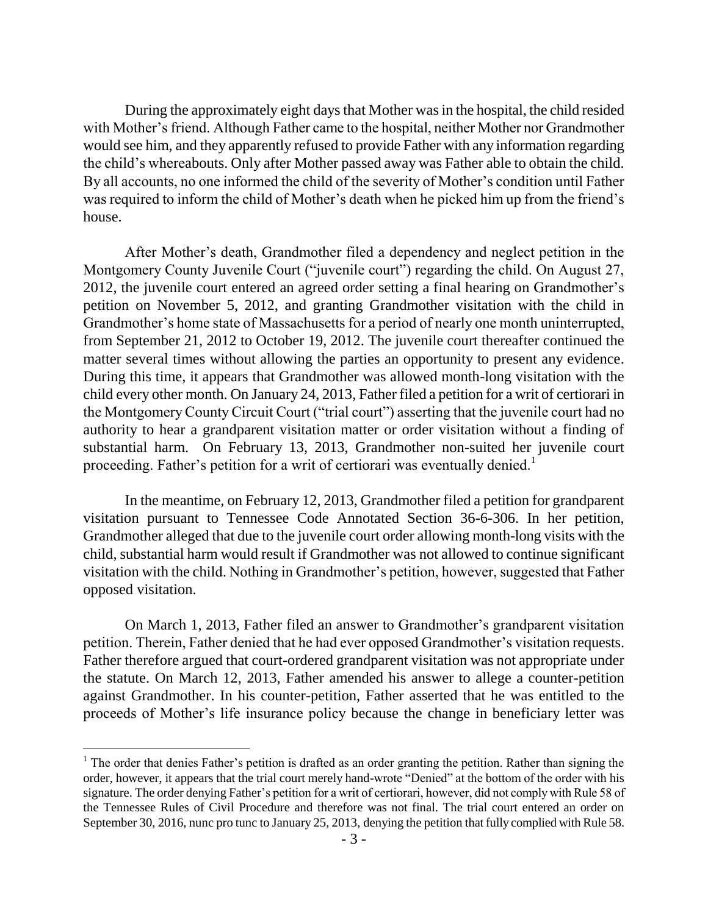During the approximately eight days that Mother was in the hospital, the child resided with Mother's friend. Although Father came to the hospital, neither Mother nor Grandmother would see him, and they apparently refused to provide Father with any information regarding the child's whereabouts. Only after Mother passed away was Father able to obtain the child. By all accounts, no one informed the child of the severity of Mother's condition until Father was required to inform the child of Mother's death when he picked him up from the friend's house.

After Mother's death, Grandmother filed a dependency and neglect petition in the Montgomery County Juvenile Court ("juvenile court") regarding the child. On August 27, 2012, the juvenile court entered an agreed order setting a final hearing on Grandmother's petition on November 5, 2012, and granting Grandmother visitation with the child in Grandmother's home state of Massachusetts for a period of nearly one month uninterrupted, from September 21, 2012 to October 19, 2012. The juvenile court thereafter continued the matter several times without allowing the parties an opportunity to present any evidence. During this time, it appears that Grandmother was allowed month-long visitation with the child every other month. On January 24, 2013, Father filed a petition for a writ of certiorari in the Montgomery County Circuit Court ("trial court") asserting that the juvenile court had no authority to hear a grandparent visitation matter or order visitation without a finding of substantial harm. On February 13, 2013, Grandmother non-suited her juvenile court proceeding. Father's petition for a writ of certiorari was eventually denied.[1]

In the meantime, on February 12, 2013, Grandmother filed a petition for grandparent visitation pursuant to Tennessee Code Annotated Section 36-6-306. In her petition, Grandmother alleged that due to the juvenile court order allowing month-long visits with the child, substantial harm would result if Grandmother was not allowed to continue significant visitation with the child. Nothing in Grandmother's petition, however, suggested that Father opposed visitation.

On March 1, 2013, Father filed an answer to Grandmother's grandparent visitation petition. Therein, Father denied that he had ever opposed Grandmother's visitation requests. Father therefore argued that court-ordered grandparent visitation was not appropriate under the statute. On March 12, 2013, Father amended his answer to allege a counter-petition against Grandmother. In his counter-petition, Father asserted that he was entitled to the proceeds of Mother's life insurance policy because the change in beneficiary letter was

---

[1] The order that denies Father's petition is drafted as an order granting the petition. Rather than signing the order, however, it appears that the trial court merely hand-wrote "Denied" at the bottom of the order with his signature. The order denying Father's petition for a writ of certiorari, however, did not comply with Rule 58 of the Tennessee Rules of Civil Procedure and therefore was not final. The trial court entered an order on September 30, 2016, nunc pro tunc to January 25, 2013, denying the petition that fully complied with Rule 58.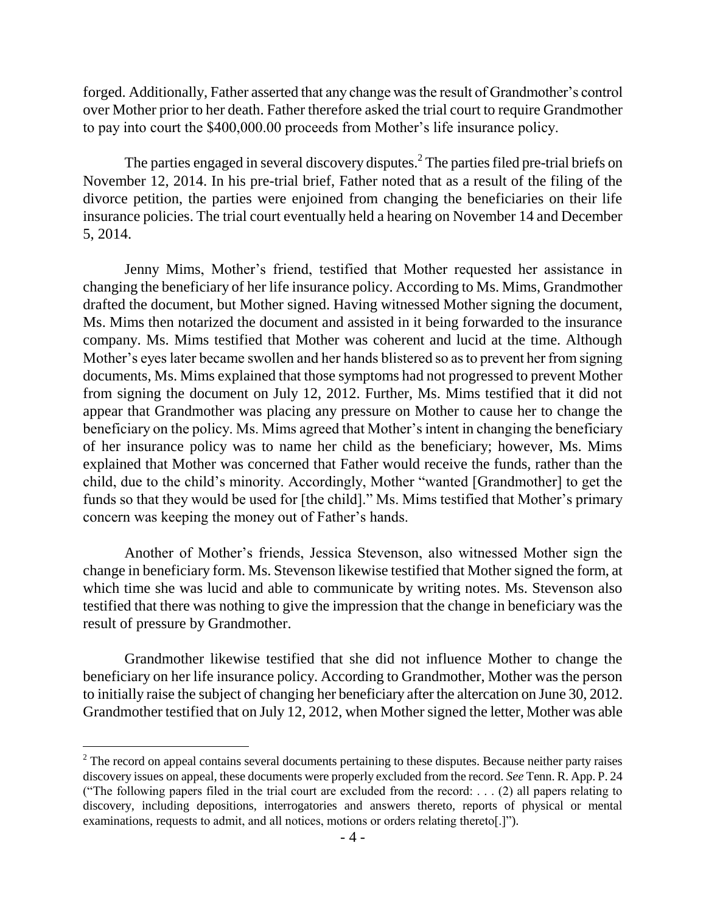forged. Additionally, Father asserted that any change was the result of Grandmother's control over Mother prior to her death. Father therefore asked the trial court to require Grandmother to pay into court the $400,000.00 proceeds from Mother's life insurance policy.

The parties engaged in several discovery disputes.[2] The parties filed pre-trial briefs on November 12, 2014. In his pre-trial brief, Father noted that as a result of the filing of the divorce petition, the parties were enjoined from changing the beneficiaries on their life insurance policies. The trial court eventually held a hearing on November 14 and December 5, 2014.

Jenny Mims, Mother's friend, testified that Mother requested her assistance in changing the beneficiary of her life insurance policy. According to Ms. Mims, Grandmother drafted the document, but Mother signed. Having witnessed Mother signing the document, Ms. Mims then notarized the document and assisted in it being forwarded to the insurance company. Ms. Mims testified that Mother was coherent and lucid at the time. Although Mother's eyes later became swollen and her hands blistered so as to prevent her from signing documents, Ms. Mims explained that those symptoms had not progressed to prevent Mother from signing the document on July 12, 2012. Further, Ms. Mims testified that it did not appear that Grandmother was placing any pressure on Mother to cause her to change the beneficiary on the policy. Ms. Mims agreed that Mother's intent in changing the beneficiary of her insurance policy was to name her child as the beneficiary; however, Ms. Mims explained that Mother was concerned that Father would receive the funds, rather than the child, due to the child's minority. Accordingly, Mother "wanted [Grandmother] to get the funds so that they would be used for [the child]." Ms. Mims testified that Mother's primary concern was keeping the money out of Father's hands.

Another of Mother's friends, Jessica Stevenson, also witnessed Mother sign the change in beneficiary form. Ms. Stevenson likewise testified that Mother signed the form, at which time she was lucid and able to communicate by writing notes. Ms. Stevenson also testified that there was nothing to give the impression that the change in beneficiary was the result of pressure by Grandmother.

Grandmother likewise testified that she did not influence Mother to change the beneficiary on her life insurance policy. According to Grandmother, Mother was the person to initially raise the subject of changing her beneficiary after the altercation on June 30, 2012. Grandmother testified that on July 12, 2012, when Mother signed the letter, Mother was able

---

[2] The record on appeal contains several documents pertaining to these disputes. Because neither party raises discovery issues on appeal, these documents were properly excluded from the record. *See* Tenn. R. App. P. 24 ("The following papers filed in the trial court are excluded from the record: . . . (2) all papers relating to discovery, including depositions, interrogatories and answers thereto, reports of physical or mental examinations, requests to admit, and all notices, motions or orders relating thereto[.]").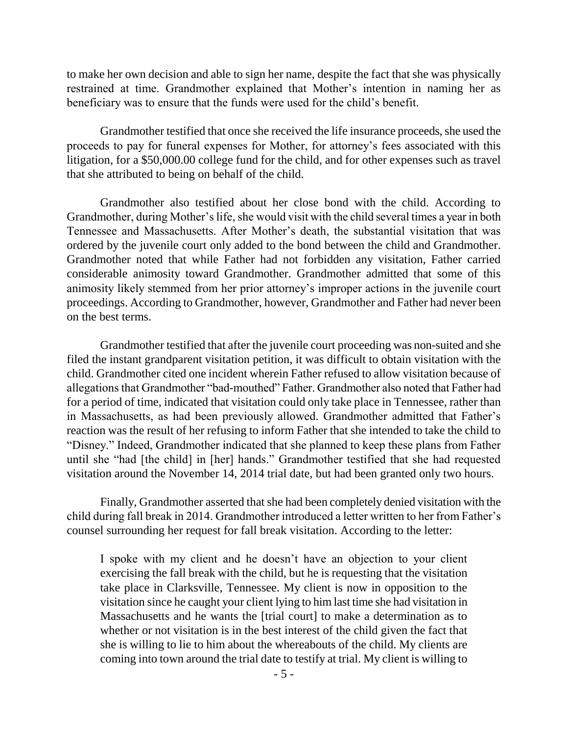to make her own decision and able to sign her name, despite the fact that she was physically restrained at time. Grandmother explained that Mother's intention in naming her as beneficiary was to ensure that the funds were used for the child's benefit.

Grandmother testified that once she received the life insurance proceeds, she used the proceeds to pay for funeral expenses for Mother, for attorney's fees associated with this litigation, for a $50,000.00 college fund for the child, and for other expenses such as travel that she attributed to being on behalf of the child.

Grandmother also testified about her close bond with the child. According to Grandmother, during Mother's life, she would visit with the child several times a year in both Tennessee and Massachusetts. After Mother's death, the substantial visitation that was ordered by the juvenile court only added to the bond between the child and Grandmother. Grandmother noted that while Father had not forbidden any visitation, Father carried considerable animosity toward Grandmother. Grandmother admitted that some of this animosity likely stemmed from her prior attorney's improper actions in the juvenile court proceedings. According to Grandmother, however, Grandmother and Father had never been on the best terms.

Grandmother testified that after the juvenile court proceeding was non-suited and she filed the instant grandparent visitation petition, it was difficult to obtain visitation with the child. Grandmother cited one incident wherein Father refused to allow visitation because of allegations that Grandmother "bad-mouthed" Father. Grandmother also noted that Father had for a period of time, indicated that visitation could only take place in Tennessee, rather than in Massachusetts, as had been previously allowed. Grandmother admitted that Father's reaction was the result of her refusing to inform Father that she intended to take the child to "Disney." Indeed, Grandmother indicated that she planned to keep these plans from Father until she "had [the child] in [her] hands." Grandmother testified that she had requested visitation around the November 14, 2014 trial date, but had been granted only two hours.

Finally, Grandmother asserted that she had been completely denied visitation with the child during fall break in 2014. Grandmother introduced a letter written to her from Father's counsel surrounding her request for fall break visitation. According to the letter:

> I spoke with my client and he doesn't have an objection to your client exercising the fall break with the child, but he is requesting that the visitation take place in Clarksville, Tennessee. My client is now in opposition to the visitation since he caught your client lying to him last time she had visitation in Massachusetts and he wants the [trial court] to make a determination as to whether or not visitation is in the best interest of the child given the fact that she is willing to lie to him about the whereabouts of the child. My clients are coming into town around the trial date to testify at trial. My client is willing to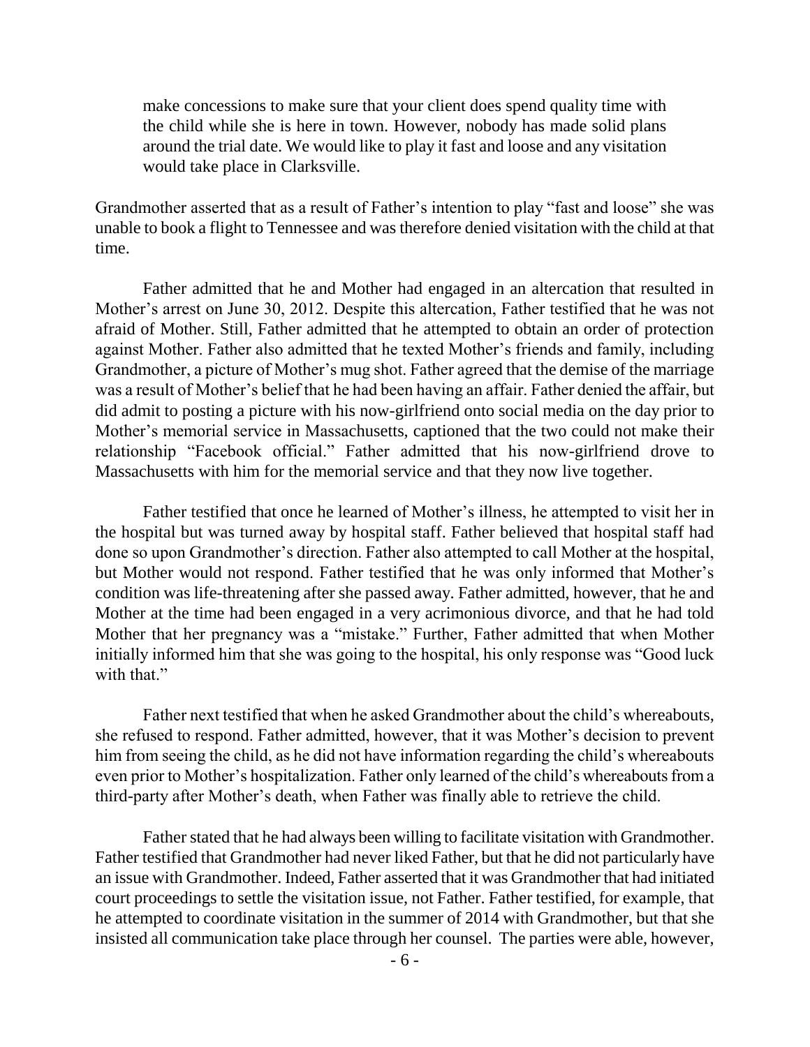> make concessions to make sure that your client does spend quality time with the child while she is here in town. However, nobody has made solid plans around the trial date. We would like to play it fast and loose and any visitation would take place in Clarksville.

Grandmother asserted that as a result of Father's intention to play "fast and loose" she was unable to book a flight to Tennessee and was therefore denied visitation with the child at that time.

Father admitted that he and Mother had engaged in an altercation that resulted in Mother's arrest on June 30, 2012. Despite this altercation, Father testified that he was not afraid of Mother. Still, Father admitted that he attempted to obtain an order of protection against Mother. Father also admitted that he texted Mother's friends and family, including Grandmother, a picture of Mother's mug shot. Father agreed that the demise of the marriage was a result of Mother's belief that he had been having an affair. Father denied the affair, but did admit to posting a picture with his now-girlfriend onto social media on the day prior to Mother's memorial service in Massachusetts, captioned that the two could not make their relationship "Facebook official." Father admitted that his now-girlfriend drove to Massachusetts with him for the memorial service and that they now live together.

Father testified that once he learned of Mother's illness, he attempted to visit her in the hospital but was turned away by hospital staff. Father believed that hospital staff had done so upon Grandmother's direction. Father also attempted to call Mother at the hospital, but Mother would not respond. Father testified that he was only informed that Mother's condition was life-threatening after she passed away. Father admitted, however, that he and Mother at the time had been engaged in a very acrimonious divorce, and that he had told Mother that her pregnancy was a "mistake." Further, Father admitted that when Mother initially informed him that she was going to the hospital, his only response was "Good luck with that."

Father next testified that when he asked Grandmother about the child's whereabouts, she refused to respond. Father admitted, however, that it was Mother's decision to prevent him from seeing the child, as he did not have information regarding the child's whereabouts even prior to Mother's hospitalization. Father only learned of the child's whereabouts from a third-party after Mother's death, when Father was finally able to retrieve the child.

Father stated that he had always been willing to facilitate visitation with Grandmother. Father testified that Grandmother had never liked Father, but that he did not particularly have an issue with Grandmother. Indeed, Father asserted that it was Grandmother that had initiated court proceedings to settle the visitation issue, not Father. Father testified, for example, that he attempted to coordinate visitation in the summer of 2014 with Grandmother, but that she insisted all communication take place through her counsel. The parties were able, however,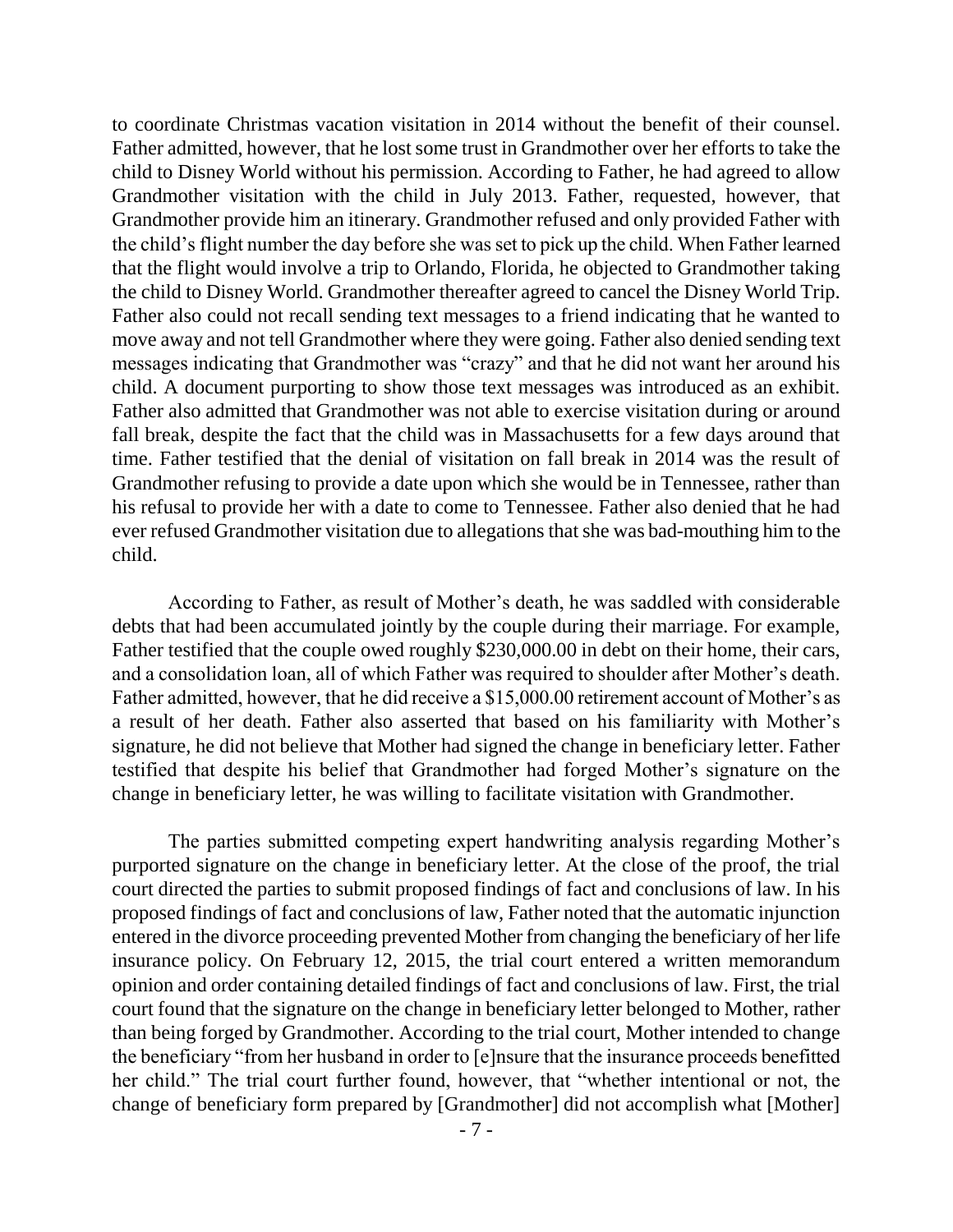to coordinate Christmas vacation visitation in 2014 without the benefit of their counsel. Father admitted, however, that he lost some trust in Grandmother over her efforts to take the child to Disney World without his permission. According to Father, he had agreed to allow Grandmother visitation with the child in July 2013. Father, requested, however, that Grandmother provide him an itinerary. Grandmother refused and only provided Father with the child's flight number the day before she was set to pick up the child. When Father learned that the flight would involve a trip to Orlando, Florida, he objected to Grandmother taking the child to Disney World. Grandmother thereafter agreed to cancel the Disney World Trip. Father also could not recall sending text messages to a friend indicating that he wanted to move away and not tell Grandmother where they were going. Father also denied sending text messages indicating that Grandmother was "crazy" and that he did not want her around his child. A document purporting to show those text messages was introduced as an exhibit. Father also admitted that Grandmother was not able to exercise visitation during or around fall break, despite the fact that the child was in Massachusetts for a few days around that time. Father testified that the denial of visitation on fall break in 2014 was the result of Grandmother refusing to provide a date upon which she would be in Tennessee, rather than his refusal to provide her with a date to come to Tennessee. Father also denied that he had ever refused Grandmother visitation due to allegations that she was bad-mouthing him to the child.

According to Father, as result of Mother's death, he was saddled with considerable debts that had been accumulated jointly by the couple during their marriage. For example, Father testified that the couple owed roughly $230,000.00 in debt on their home, their cars, and a consolidation loan, all of which Father was required to shoulder after Mother's death. Father admitted, however, that he did receive a $15,000.00 retirement account of Mother's as a result of her death. Father also asserted that based on his familiarity with Mother's signature, he did not believe that Mother had signed the change in beneficiary letter. Father testified that despite his belief that Grandmother had forged Mother's signature on the change in beneficiary letter, he was willing to facilitate visitation with Grandmother.

The parties submitted competing expert handwriting analysis regarding Mother's purported signature on the change in beneficiary letter. At the close of the proof, the trial court directed the parties to submit proposed findings of fact and conclusions of law. In his proposed findings of fact and conclusions of law, Father noted that the automatic injunction entered in the divorce proceeding prevented Mother from changing the beneficiary of her life insurance policy. On February 12, 2015, the trial court entered a written memorandum opinion and order containing detailed findings of fact and conclusions of law. First, the trial court found that the signature on the change in beneficiary letter belonged to Mother, rather than being forged by Grandmother. According to the trial court, Mother intended to change the beneficiary "from her husband in order to [e]nsure that the insurance proceeds benefitted her child." The trial court further found, however, that "whether intentional or not, the change of beneficiary form prepared by [Grandmother] did not accomplish what [Mother]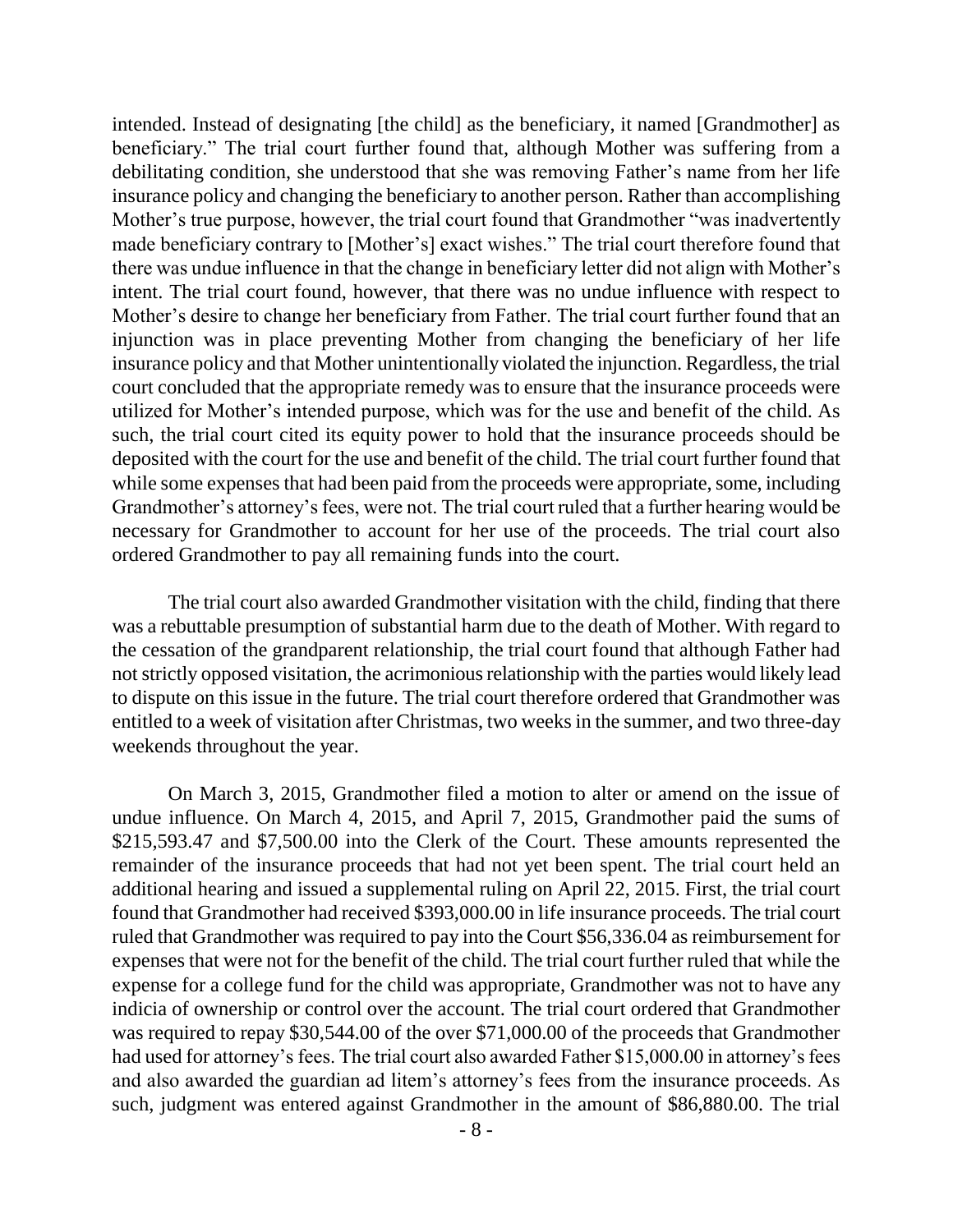intended. Instead of designating [the child] as the beneficiary, it named [Grandmother] as beneficiary." The trial court further found that, although Mother was suffering from a debilitating condition, she understood that she was removing Father's name from her life insurance policy and changing the beneficiary to another person. Rather than accomplishing Mother's true purpose, however, the trial court found that Grandmother "was inadvertently made beneficiary contrary to [Mother's] exact wishes." The trial court therefore found that there was undue influence in that the change in beneficiary letter did not align with Mother's intent. The trial court found, however, that there was no undue influence with respect to Mother's desire to change her beneficiary from Father. The trial court further found that an injunction was in place preventing Mother from changing the beneficiary of her life insurance policy and that Mother unintentionally violated the injunction. Regardless, the trial court concluded that the appropriate remedy was to ensure that the insurance proceeds were utilized for Mother's intended purpose, which was for the use and benefit of the child. As such, the trial court cited its equity power to hold that the insurance proceeds should be deposited with the court for the use and benefit of the child. The trial court further found that while some expenses that had been paid from the proceeds were appropriate, some, including Grandmother's attorney's fees, were not. The trial court ruled that a further hearing would be necessary for Grandmother to account for her use of the proceeds. The trial court also ordered Grandmother to pay all remaining funds into the court.

The trial court also awarded Grandmother visitation with the child, finding that there was a rebuttable presumption of substantial harm due to the death of Mother. With regard to the cessation of the grandparent relationship, the trial court found that although Father had not strictly opposed visitation, the acrimonious relationship with the parties would likely lead to dispute on this issue in the future. The trial court therefore ordered that Grandmother was entitled to a week of visitation after Christmas, two weeks in the summer, and two three-day weekends throughout the year.

On March 3, 2015, Grandmother filed a motion to alter or amend on the issue of undue influence. On March 4, 2015, and April 7, 2015, Grandmother paid the sums of $215,593.47 and $7,500.00 into the Clerk of the Court. These amounts represented the remainder of the insurance proceeds that had not yet been spent. The trial court held an additional hearing and issued a supplemental ruling on April 22, 2015. First, the trial court found that Grandmother had received $393,000.00 in life insurance proceeds. The trial court ruled that Grandmother was required to pay into the Court $56,336.04 as reimbursement for expenses that were not for the benefit of the child. The trial court further ruled that while the expense for a college fund for the child was appropriate, Grandmother was not to have any indicia of ownership or control over the account. The trial court ordered that Grandmother was required to repay $30,544.00 of the over $71,000.00 of the proceeds that Grandmother had used for attorney's fees. The trial court also awarded Father $15,000.00 in attorney's fees and also awarded the guardian ad litem's attorney's fees from the insurance proceeds. As such, judgment was entered against Grandmother in the amount of $86,880.00. The trial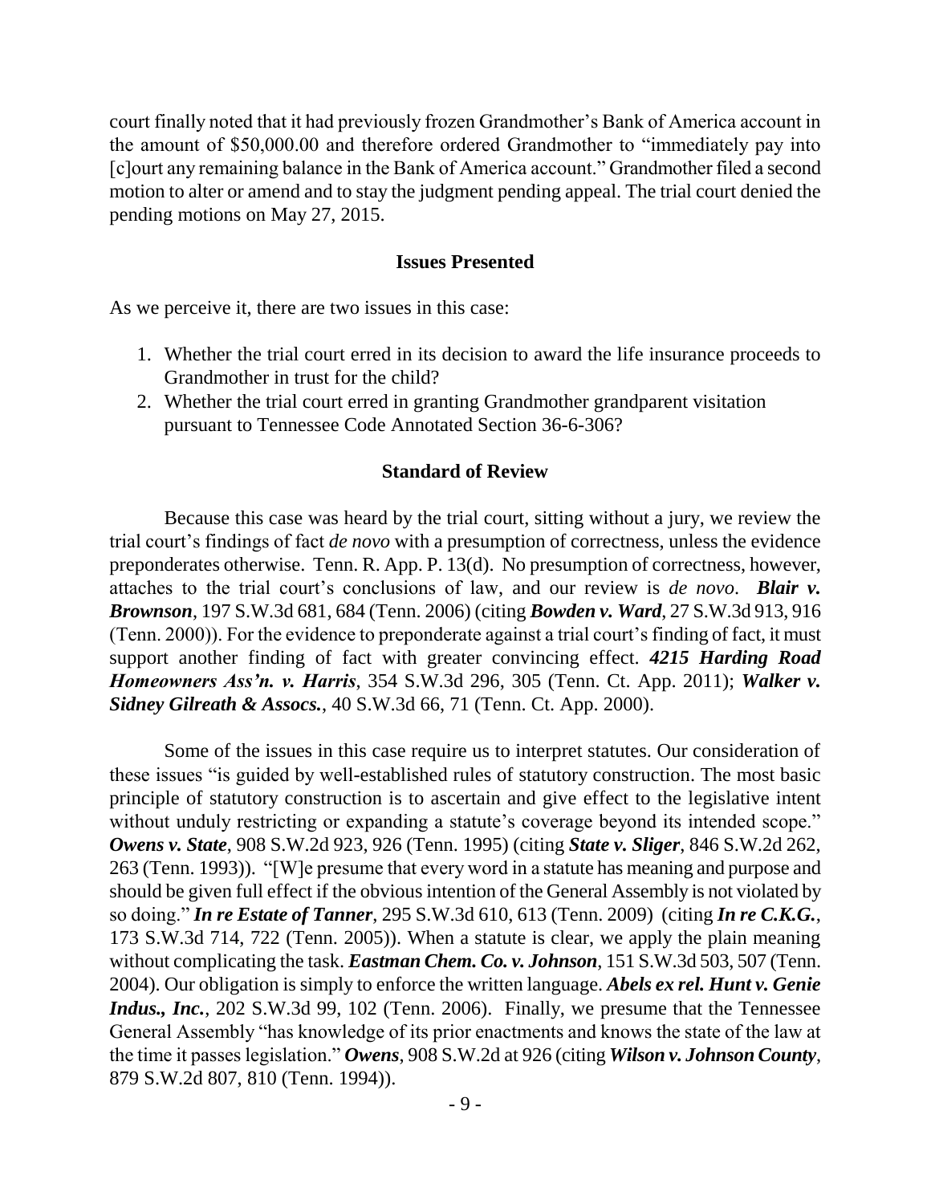court finally noted that it had previously frozen Grandmother's Bank of America account in the amount of $50,000.00 and therefore ordered Grandmother to "immediately pay into [c]ourt any remaining balance in the Bank of America account." Grandmother filed a second motion to alter or amend and to stay the judgment pending appeal. The trial court denied the pending motions on May 27, 2015.

## Issues Presented

As we perceive it, there are two issues in this case:

1. Whether the trial court erred in its decision to award the life insurance proceeds to Grandmother in trust for the child?
2. Whether the trial court erred in granting Grandmother grandparent visitation pursuant to Tennessee Code Annotated Section 36-6-306?

## Standard of Review

Because this case was heard by the trial court, sitting without a jury, we review the trial court's findings of fact *de novo* with a presumption of correctness, unless the evidence preponderates otherwise. Tenn. R. App. P. 13(d). No presumption of correctness, however, attaches to the trial court's conclusions of law, and our review is *de novo*. ***Blair v. Brownson***, 197 S.W.3d 681, 684 (Tenn. 2006) (citing ***Bowden v. Ward***, 27 S.W.3d 913, 916 (Tenn. 2000)). For the evidence to preponderate against a trial court's finding of fact, it must support another finding of fact with greater convincing effect. ***4215 Harding Road Homeowners Ass'n. v. Harris***, 354 S.W.3d 296, 305 (Tenn. Ct. App. 2011); ***Walker v. Sidney Gilreath & Assocs.***, 40 S.W.3d 66, 71 (Tenn. Ct. App. 2000).

Some of the issues in this case require us to interpret statutes. Our consideration of these issues "is guided by well-established rules of statutory construction. The most basic principle of statutory construction is to ascertain and give effect to the legislative intent without unduly restricting or expanding a statute's coverage beyond its intended scope." ***Owens v. State***, 908 S.W.2d 923, 926 (Tenn. 1995) (citing ***State v. Sliger***, 846 S.W.2d 262, 263 (Tenn. 1993)). "[W]e presume that every word in a statute has meaning and purpose and should be given full effect if the obvious intention of the General Assembly is not violated by so doing." ***In re Estate of Tanner***, 295 S.W.3d 610, 613 (Tenn. 2009) (citing ***In re C.K.G.***, 173 S.W.3d 714, 722 (Tenn. 2005)). When a statute is clear, we apply the plain meaning without complicating the task. ***Eastman Chem. Co. v. Johnson***, 151 S.W.3d 503, 507 (Tenn. 2004). Our obligation is simply to enforce the written language. ***Abels ex rel. Hunt v. Genie Indus., Inc.***, 202 S.W.3d 99, 102 (Tenn. 2006). Finally, we presume that the Tennessee General Assembly "has knowledge of its prior enactments and knows the state of the law at the time it passes legislation." ***Owens***, 908 S.W.2d at 926 (citing ***Wilson v. Johnson County***, 879 S.W.2d 807, 810 (Tenn. 1994)).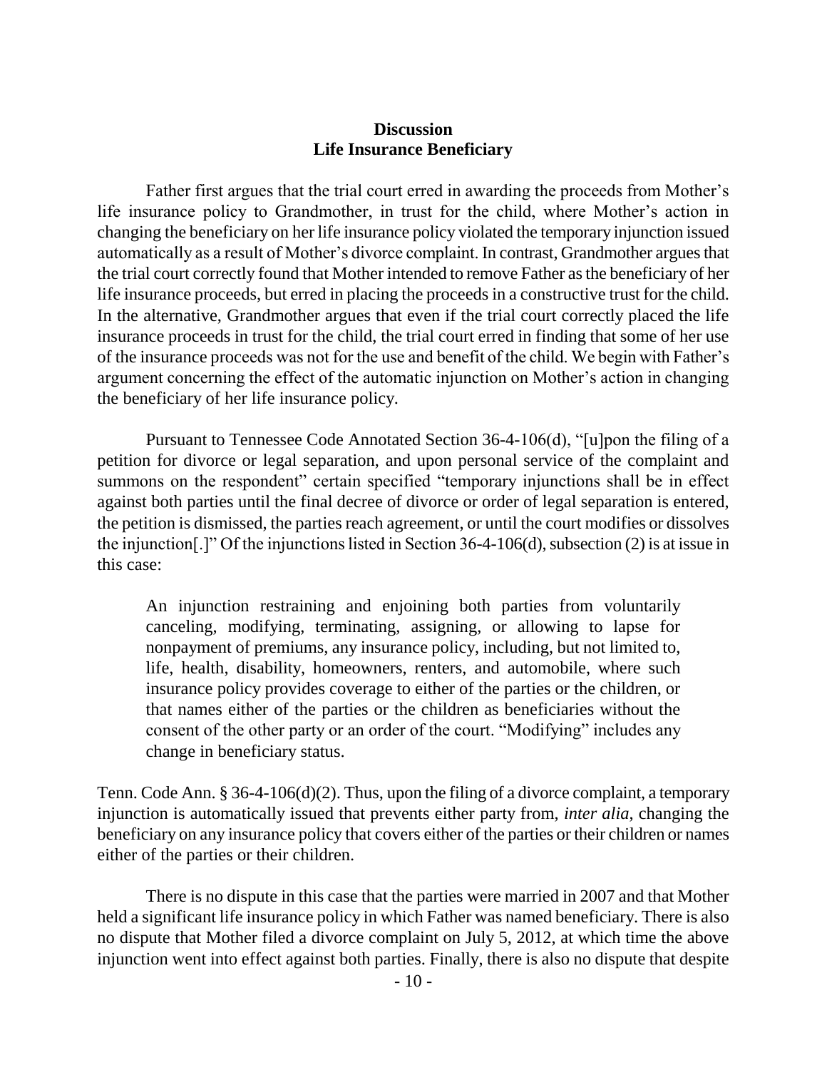## Discussion

## Life Insurance Beneficiary

Father first argues that the trial court erred in awarding the proceeds from Mother's life insurance policy to Grandmother, in trust for the child, where Mother's action in changing the beneficiary on her life insurance policy violated the temporary injunction issued automatically as a result of Mother's divorce complaint. In contrast, Grandmother argues that the trial court correctly found that Mother intended to remove Father as the beneficiary of her life insurance proceeds, but erred in placing the proceeds in a constructive trust for the child. In the alternative, Grandmother argues that even if the trial court correctly placed the life insurance proceeds in trust for the child, the trial court erred in finding that some of her use of the insurance proceeds was not for the use and benefit of the child. We begin with Father's argument concerning the effect of the automatic injunction on Mother's action in changing the beneficiary of her life insurance policy.

Pursuant to Tennessee Code Annotated Section 36-4-106(d), "[u]pon the filing of a petition for divorce or legal separation, and upon personal service of the complaint and summons on the respondent" certain specified "temporary injunctions shall be in effect against both parties until the final decree of divorce or order of legal separation is entered, the petition is dismissed, the parties reach agreement, or until the court modifies or dissolves the injunction[.]" Of the injunctions listed in Section 36-4-106(d), subsection (2) is at issue in this case:

> An injunction restraining and enjoining both parties from voluntarily canceling, modifying, terminating, assigning, or allowing to lapse for nonpayment of premiums, any insurance policy, including, but not limited to, life, health, disability, homeowners, renters, and automobile, where such insurance policy provides coverage to either of the parties or the children, or that names either of the parties or the children as beneficiaries without the consent of the other party or an order of the court. "Modifying" includes any change in beneficiary status.

Tenn. Code Ann. § 36-4-106(d)(2). Thus, upon the filing of a divorce complaint, a temporary injunction is automatically issued that prevents either party from, *inter alia*, changing the beneficiary on any insurance policy that covers either of the parties or their children or names either of the parties or their children.

There is no dispute in this case that the parties were married in 2007 and that Mother held a significant life insurance policy in which Father was named beneficiary. There is also no dispute that Mother filed a divorce complaint on July 5, 2012, at which time the above injunction went into effect against both parties. Finally, there is also no dispute that despite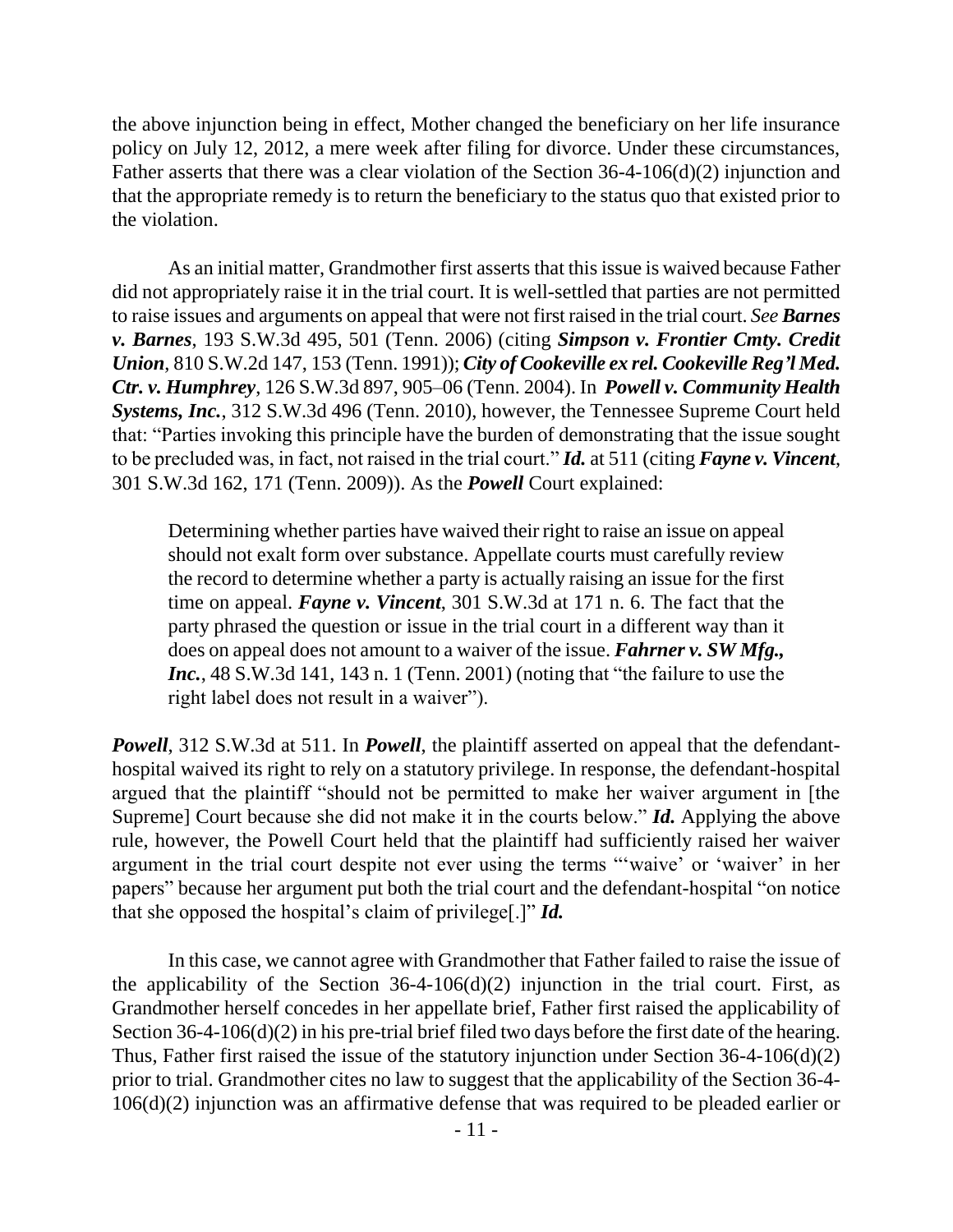the above injunction being in effect, Mother changed the beneficiary on her life insurance policy on July 12, 2012, a mere week after filing for divorce. Under these circumstances, Father asserts that there was a clear violation of the Section 36-4-106(d)(2) injunction and that the appropriate remedy is to return the beneficiary to the status quo that existed prior to the violation.

As an initial matter, Grandmother first asserts that this issue is waived because Father did not appropriately raise it in the trial court. It is well-settled that parties are not permitted to raise issues and arguments on appeal that were not first raised in the trial court. *See* ***Barnes v. Barnes***, 193 S.W.3d 495, 501 (Tenn. 2006) (citing ***Simpson v. Frontier Cmty. Credit Union***, 810 S.W.2d 147, 153 (Tenn. 1991)); ***City of Cookeville ex rel. Cookeville Reg'l Med. Ctr. v. Humphrey***, 126 S.W.3d 897, 905–06 (Tenn. 2004). In ***Powell v. Community Health Systems, Inc.***, 312 S.W.3d 496 (Tenn. 2010), however, the Tennessee Supreme Court held that: "Parties invoking this principle have the burden of demonstrating that the issue sought to be precluded was, in fact, not raised in the trial court." ***Id.*** at 511 (citing ***Fayne v. Vincent***, 301 S.W.3d 162, 171 (Tenn. 2009)). As the ***Powell*** Court explained:

> Determining whether parties have waived their right to raise an issue on appeal should not exalt form over substance. Appellate courts must carefully review the record to determine whether a party is actually raising an issue for the first time on appeal. ***Fayne v. Vincent***, 301 S.W.3d at 171 n. 6. The fact that the party phrased the question or issue in the trial court in a different way than it does on appeal does not amount to a waiver of the issue. ***Fahrner v. SW Mfg., Inc.***, 48 S.W.3d 141, 143 n. 1 (Tenn. 2001) (noting that "the failure to use the right label does not result in a waiver").

***Powell***, 312 S.W.3d at 511. In ***Powell***, the plaintiff asserted on appeal that the defendant-hospital waived its right to rely on a statutory privilege. In response, the defendant-hospital argued that the plaintiff "should not be permitted to make her waiver argument in [the Supreme] Court because she did not make it in the courts below." ***Id.*** Applying the above rule, however, the Powell Court held that the plaintiff had sufficiently raised her waiver argument in the trial court despite not ever using the terms "'waive' or 'waiver' in her papers" because her argument put both the trial court and the defendant-hospital "on notice that she opposed the hospital's claim of privilege[.]" ***Id.***

In this case, we cannot agree with Grandmother that Father failed to raise the issue of the applicability of the Section 36-4-106(d)(2) injunction in the trial court. First, as Grandmother herself concedes in her appellate brief, Father first raised the applicability of Section 36-4-106(d)(2) in his pre-trial brief filed two days before the first date of the hearing. Thus, Father first raised the issue of the statutory injunction under Section 36-4-106(d)(2) prior to trial. Grandmother cites no law to suggest that the applicability of the Section 36-4-106(d)(2) injunction was an affirmative defense that was required to be pleaded earlier or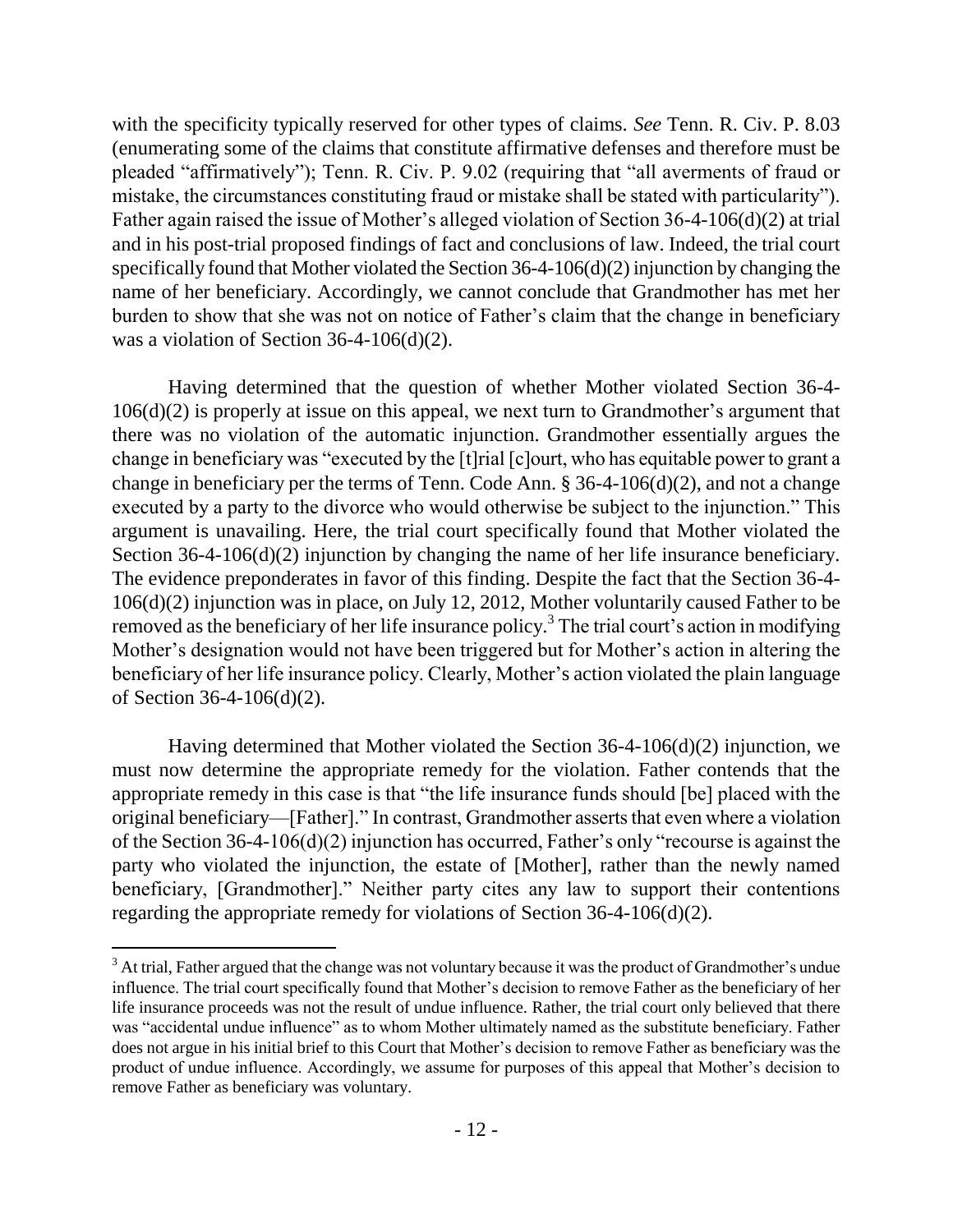with the specificity typically reserved for other types of claims. *See* Tenn. R. Civ. P. 8.03 (enumerating some of the claims that constitute affirmative defenses and therefore must be pleaded "affirmatively"); Tenn. R. Civ. P. 9.02 (requiring that "all averments of fraud or mistake, the circumstances constituting fraud or mistake shall be stated with particularity"). Father again raised the issue of Mother's alleged violation of Section 36-4-106(d)(2) at trial and in his post-trial proposed findings of fact and conclusions of law. Indeed, the trial court specifically found that Mother violated the Section 36-4-106(d)(2) injunction by changing the name of her beneficiary. Accordingly, we cannot conclude that Grandmother has met her burden to show that she was not on notice of Father's claim that the change in beneficiary was a violation of Section 36-4-106(d)(2).

Having determined that the question of whether Mother violated Section 36-4-106(d)(2) is properly at issue on this appeal, we next turn to Grandmother's argument that there was no violation of the automatic injunction. Grandmother essentially argues the change in beneficiary was "executed by the [t]rial [c]ourt, who has equitable power to grant a change in beneficiary per the terms of Tenn. Code Ann. § 36-4-106(d)(2), and not a change executed by a party to the divorce who would otherwise be subject to the injunction." This argument is unavailing. Here, the trial court specifically found that Mother violated the Section 36-4-106(d)(2) injunction by changing the name of her life insurance beneficiary. The evidence preponderates in favor of this finding. Despite the fact that the Section 36-4-106(d)(2) injunction was in place, on July 12, 2012, Mother voluntarily caused Father to be removed as the beneficiary of her life insurance policy.[3] The trial court's action in modifying Mother's designation would not have been triggered but for Mother's action in altering the beneficiary of her life insurance policy. Clearly, Mother's action violated the plain language of Section 36-4-106(d)(2).

Having determined that Mother violated the Section 36-4-106(d)(2) injunction, we must now determine the appropriate remedy for the violation. Father contends that the appropriate remedy in this case is that "the life insurance funds should [be] placed with the original beneficiary—[Father]." In contrast, Grandmother asserts that even where a violation of the Section 36-4-106(d)(2) injunction has occurred, Father's only "recourse is against the party who violated the injunction, the estate of [Mother], rather than the newly named beneficiary, [Grandmother]." Neither party cites any law to support their contentions regarding the appropriate remedy for violations of Section 36-4-106(d)(2).

---

[3] At trial, Father argued that the change was not voluntary because it was the product of Grandmother's undue influence. The trial court specifically found that Mother's decision to remove Father as the beneficiary of her life insurance proceeds was not the result of undue influence. Rather, the trial court only believed that there was "accidental undue influence" as to whom Mother ultimately named as the substitute beneficiary. Father does not argue in his initial brief to this Court that Mother's decision to remove Father as beneficiary was the product of undue influence. Accordingly, we assume for purposes of this appeal that Mother's decision to remove Father as beneficiary was voluntary.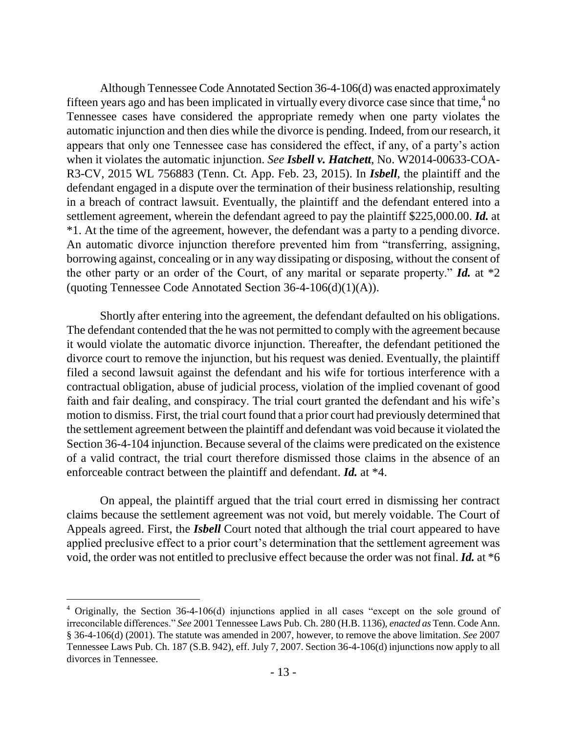Although Tennessee Code Annotated Section 36-4-106(d) was enacted approximately fifteen years ago and has been implicated in virtually every divorce case since that time,[4] no Tennessee cases have considered the appropriate remedy when one party violates the automatic injunction and then dies while the divorce is pending. Indeed, from our research, it appears that only one Tennessee case has considered the effect, if any, of a party's action when it violates the automatic injunction. *See* ***Isbell v. Hatchett***, No. W2014-00633-COA-R3-CV, 2015 WL 756883 (Tenn. Ct. App. Feb. 23, 2015). In ***Isbell***, the plaintiff and the defendant engaged in a dispute over the termination of their business relationship, resulting in a breach of contract lawsuit. Eventually, the plaintiff and the defendant entered into a settlement agreement, wherein the defendant agreed to pay the plaintiff $225,000.00. ***Id.*** at *1. At the time of the agreement, however, the defendant was a party to a pending divorce. An automatic divorce injunction therefore prevented him from "transferring, assigning, borrowing against, concealing or in any way dissipating or disposing, without the consent of the other party or an order of the Court, of any marital or separate property." ***Id.*** at *2 (quoting Tennessee Code Annotated Section 36-4-106(d)(1)(A)).

Shortly after entering into the agreement, the defendant defaulted on his obligations. The defendant contended that the he was not permitted to comply with the agreement because it would violate the automatic divorce injunction. Thereafter, the defendant petitioned the divorce court to remove the injunction, but his request was denied. Eventually, the plaintiff filed a second lawsuit against the defendant and his wife for tortious interference with a contractual obligation, abuse of judicial process, violation of the implied covenant of good faith and fair dealing, and conspiracy. The trial court granted the defendant and his wife's motion to dismiss. First, the trial court found that a prior court had previously determined that the settlement agreement between the plaintiff and defendant was void because it violated the Section 36-4-104 injunction. Because several of the claims were predicated on the existence of a valid contract, the trial court therefore dismissed those claims in the absence of an enforceable contract between the plaintiff and defendant. ***Id.*** at *4.

On appeal, the plaintiff argued that the trial court erred in dismissing her contract claims because the settlement agreement was not void, but merely voidable. The Court of Appeals agreed. First, the ***Isbell*** Court noted that although the trial court appeared to have applied preclusive effect to a prior court's determination that the settlement agreement was void, the order was not entitled to preclusive effect because the order was not final. ***Id.*** at *6

---

[4] Originally, the Section 36-4-106(d) injunctions applied in all cases "except on the sole ground of irreconcilable differences." *See* 2001 Tennessee Laws Pub. Ch. 280 (H.B. 1136), *enacted as* Tenn. Code Ann. § 36-4-106(d) (2001). The statute was amended in 2007, however, to remove the above limitation. *See* 2007 Tennessee Laws Pub. Ch. 187 (S.B. 942), eff. July 7, 2007. Section 36-4-106(d) injunctions now apply to all divorces in Tennessee.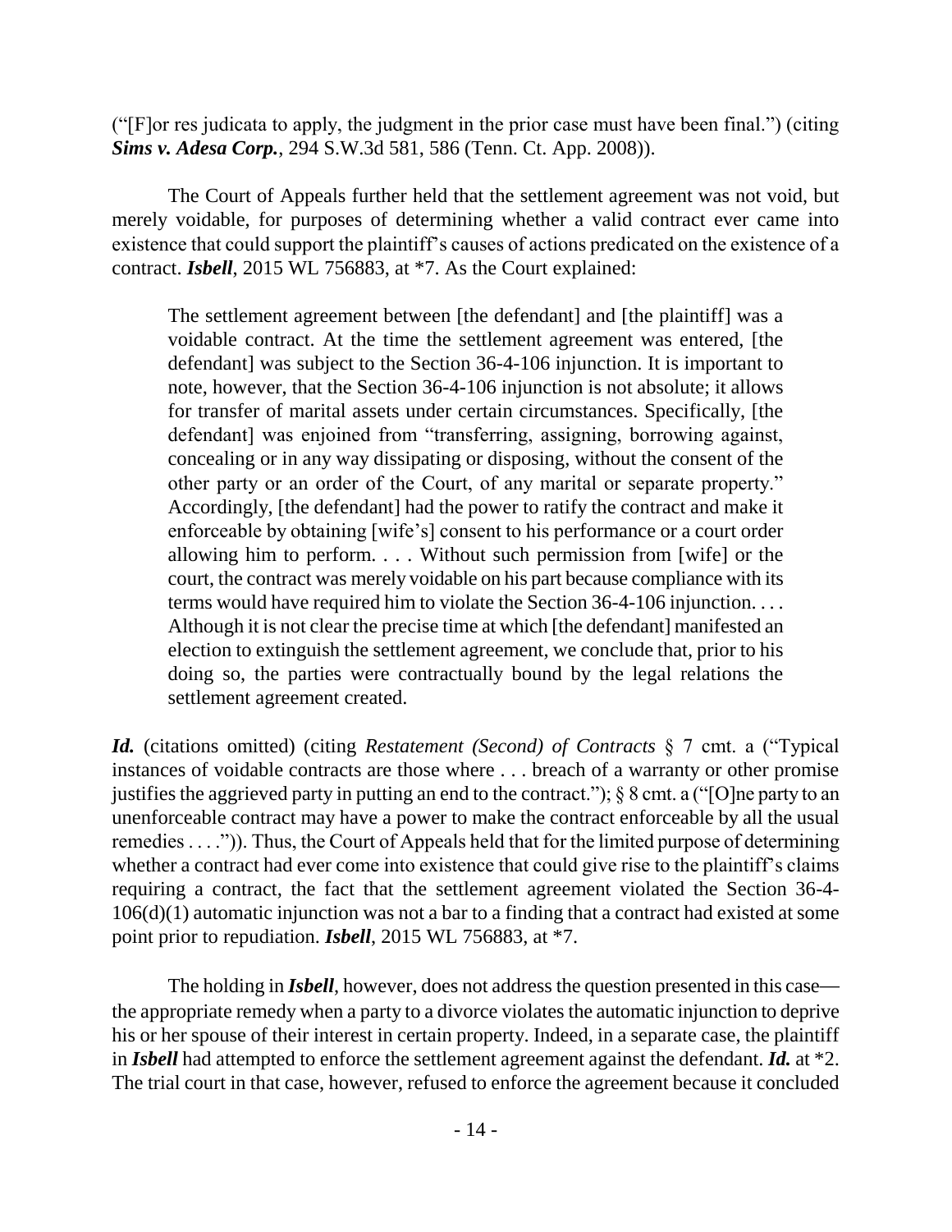("[F]or res judicata to apply, the judgment in the prior case must have been final.") (citing ***Sims v. Adesa Corp.***, 294 S.W.3d 581, 586 (Tenn. Ct. App. 2008)).

The Court of Appeals further held that the settlement agreement was not void, but merely voidable, for purposes of determining whether a valid contract ever came into existence that could support the plaintiff's causes of actions predicated on the existence of a contract. ***Isbell***, 2015 WL 756883, at *7. As the Court explained:

> The settlement agreement between [the defendant] and [the plaintiff] was a voidable contract. At the time the settlement agreement was entered, [the defendant] was subject to the Section 36-4-106 injunction. It is important to note, however, that the Section 36-4-106 injunction is not absolute; it allows for transfer of marital assets under certain circumstances. Specifically, [the defendant] was enjoined from "transferring, assigning, borrowing against, concealing or in any way dissipating or disposing, without the consent of the other party or an order of the Court, of any marital or separate property." Accordingly, [the defendant] had the power to ratify the contract and make it enforceable by obtaining [wife's] consent to his performance or a court order allowing him to perform. . . . Without such permission from [wife] or the court, the contract was merely voidable on his part because compliance with its terms would have required him to violate the Section 36-4-106 injunction. . . . Although it is not clear the precise time at which [the defendant] manifested an election to extinguish the settlement agreement, we conclude that, prior to his doing so, the parties were contractually bound by the legal relations the settlement agreement created.

***Id.*** (citations omitted) (citing *Restatement (Second) of Contracts* § 7 cmt. a ("Typical instances of voidable contracts are those where . . . breach of a warranty or other promise justifies the aggrieved party in putting an end to the contract."); § 8 cmt. a ("[O]ne party to an unenforceable contract may have a power to make the contract enforceable by all the usual remedies . . . .")). Thus, the Court of Appeals held that for the limited purpose of determining whether a contract had ever come into existence that could give rise to the plaintiff's claims requiring a contract, the fact that the settlement agreement violated the Section 36-4-106(d)(1) automatic injunction was not a bar to a finding that a contract had existed at some point prior to repudiation. ***Isbell***, 2015 WL 756883, at *7.

The holding in ***Isbell***, however, does not address the question presented in this case—the appropriate remedy when a party to a divorce violates the automatic injunction to deprive his or her spouse of their interest in certain property. Indeed, in a separate case, the plaintiff in ***Isbell*** had attempted to enforce the settlement agreement against the defendant. ***Id.*** at *2. The trial court in that case, however, refused to enforce the agreement because it concluded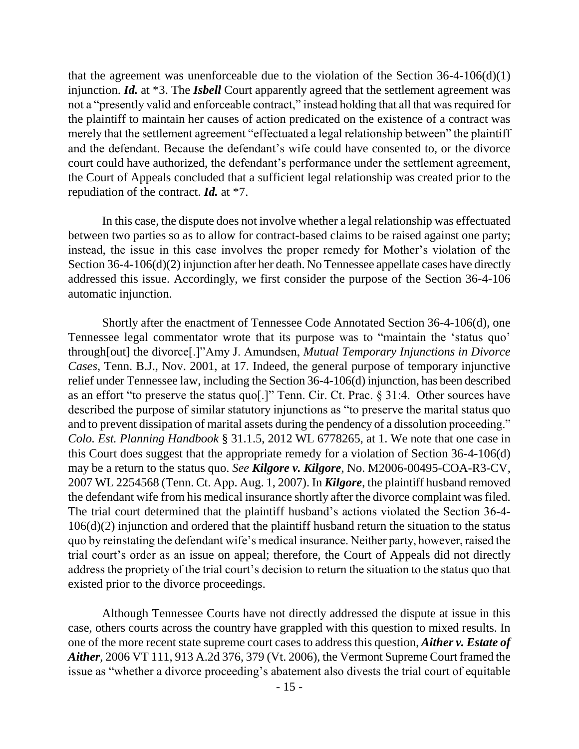that the agreement was unenforceable due to the violation of the Section 36-4-106(d)(1) injunction. ***Id.*** at \*3. The ***Isbell*** Court apparently agreed that the settlement agreement was not a "presently valid and enforceable contract," instead holding that all that was required for the plaintiff to maintain her causes of action predicated on the existence of a contract was merely that the settlement agreement "effectuated a legal relationship between" the plaintiff and the defendant. Because the defendant's wife could have consented to, or the divorce court could have authorized, the defendant's performance under the settlement agreement, the Court of Appeals concluded that a sufficient legal relationship was created prior to the repudiation of the contract. ***Id.*** at \*7.

In this case, the dispute does not involve whether a legal relationship was effectuated between two parties so as to allow for contract-based claims to be raised against one party; instead, the issue in this case involves the proper remedy for Mother's violation of the Section 36-4-106(d)(2) injunction after her death. No Tennessee appellate cases have directly addressed this issue. Accordingly, we first consider the purpose of the Section 36-4-106 automatic injunction.

Shortly after the enactment of Tennessee Code Annotated Section 36-4-106(d), one Tennessee legal commentator wrote that its purpose was to "maintain the 'status quo' through[out] the divorce[.]"Amy J. Amundsen, *Mutual Temporary Injunctions in Divorce Cases*, Tenn. B.J., Nov. 2001, at 17. Indeed, the general purpose of temporary injunctive relief under Tennessee law, including the Section 36-4-106(d) injunction, has been described as an effort "to preserve the status quo[.]" Tenn. Cir. Ct. Prac. § 31:4. Other sources have described the purpose of similar statutory injunctions as "to preserve the marital status quo and to prevent dissipation of marital assets during the pendency of a dissolution proceeding." *Colo. Est. Planning Handbook* § 31.1.5, 2012 WL 6778265, at 1. We note that one case in this Court does suggest that the appropriate remedy for a violation of Section 36-4-106(d) may be a return to the status quo. *See* ***Kilgore v. Kilgore***, No. M2006-00495-COA-R3-CV, 2007 WL 2254568 (Tenn. Ct. App. Aug. 1, 2007). In ***Kilgore***, the plaintiff husband removed the defendant wife from his medical insurance shortly after the divorce complaint was filed. The trial court determined that the plaintiff husband's actions violated the Section 36-4-106(d)(2) injunction and ordered that the plaintiff husband return the situation to the status quo by reinstating the defendant wife's medical insurance. Neither party, however, raised the trial court's order as an issue on appeal; therefore, the Court of Appeals did not directly address the propriety of the trial court's decision to return the situation to the status quo that existed prior to the divorce proceedings.

Although Tennessee Courts have not directly addressed the dispute at issue in this case, others courts across the country have grappled with this question to mixed results. In one of the more recent state supreme court cases to address this question, ***Aither v. Estate of Aither***, 2006 VT 111, 913 A.2d 376, 379 (Vt. 2006), the Vermont Supreme Court framed the issue as "whether a divorce proceeding's abatement also divests the trial court of equitable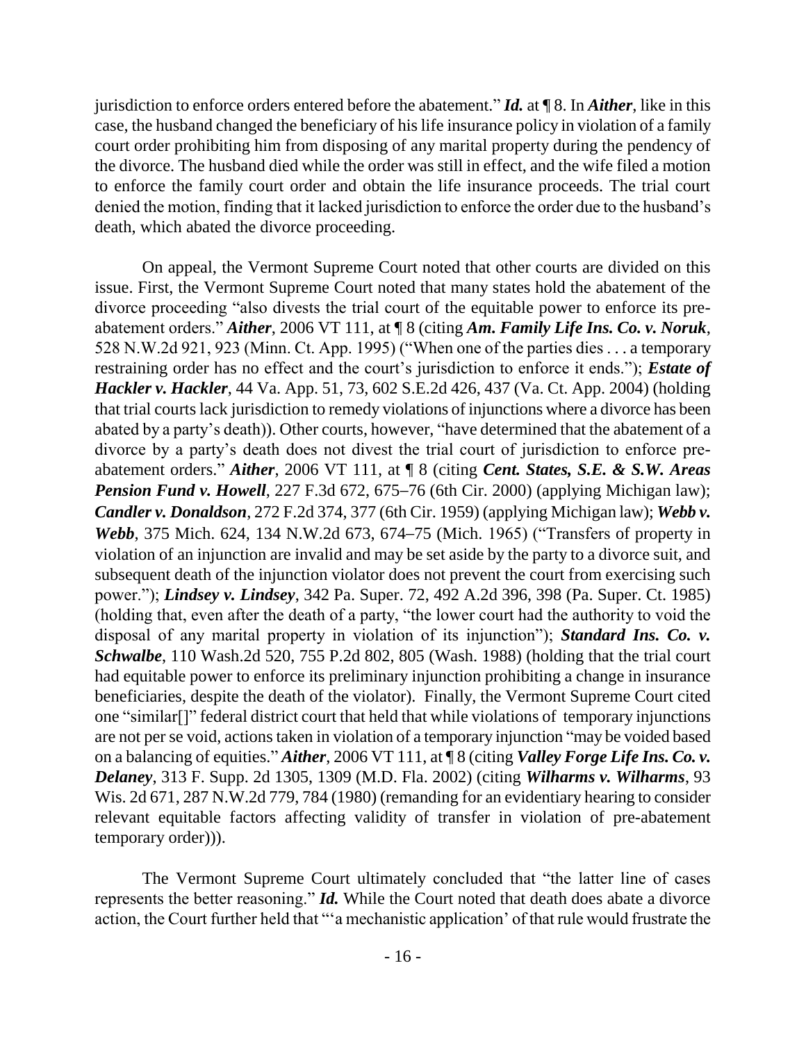jurisdiction to enforce orders entered before the abatement." ***Id.*** at ¶ 8. In ***Aither***, like in this case, the husband changed the beneficiary of his life insurance policy in violation of a family court order prohibiting him from disposing of any marital property during the pendency of the divorce. The husband died while the order was still in effect, and the wife filed a motion to enforce the family court order and obtain the life insurance proceeds. The trial court denied the motion, finding that it lacked jurisdiction to enforce the order due to the husband's death, which abated the divorce proceeding.

On appeal, the Vermont Supreme Court noted that other courts are divided on this issue. First, the Vermont Supreme Court noted that many states hold the abatement of the divorce proceeding "also divests the trial court of the equitable power to enforce its pre-abatement orders." ***Aither***, 2006 VT 111, at ¶ 8 (citing ***Am. Family Life Ins. Co. v. Noruk***, 528 N.W.2d 921, 923 (Minn. Ct. App. 1995) ("When one of the parties dies . . . a temporary restraining order has no effect and the court's jurisdiction to enforce it ends."); ***Estate of Hackler v. Hackler***, 44 Va. App. 51, 73, 602 S.E.2d 426, 437 (Va. Ct. App. 2004) (holding that trial courts lack jurisdiction to remedy violations of injunctions where a divorce has been abated by a party's death)). Other courts, however, "have determined that the abatement of a divorce by a party's death does not divest the trial court of jurisdiction to enforce pre-abatement orders." ***Aither***, 2006 VT 111, at ¶ 8 (citing ***Cent. States, S.E. & S.W. Areas Pension Fund v. Howell***, 227 F.3d 672, 675–76 (6th Cir. 2000) (applying Michigan law); ***Candler v. Donaldson***, 272 F.2d 374, 377 (6th Cir. 1959) (applying Michigan law); ***Webb v. Webb***, 375 Mich. 624, 134 N.W.2d 673, 674–75 (Mich. 1965) ("Transfers of property in violation of an injunction are invalid and may be set aside by the party to a divorce suit, and subsequent death of the injunction violator does not prevent the court from exercising such power."); ***Lindsey v. Lindsey***, 342 Pa. Super. 72, 492 A.2d 396, 398 (Pa. Super. Ct. 1985) (holding that, even after the death of a party, "the lower court had the authority to void the disposal of any marital property in violation of its injunction"); ***Standard Ins. Co. v. Schwalbe***, 110 Wash.2d 520, 755 P.2d 802, 805 (Wash. 1988) (holding that the trial court had equitable power to enforce its preliminary injunction prohibiting a change in insurance beneficiaries, despite the death of the violator). Finally, the Vermont Supreme Court cited one "similar[]" federal district court that held that while violations of temporary injunctions are not per se void, actions taken in violation of a temporary injunction "may be voided based on a balancing of equities." ***Aither***, 2006 VT 111, at ¶ 8 (citing ***Valley Forge Life Ins. Co. v. Delaney***, 313 F. Supp. 2d 1305, 1309 (M.D. Fla. 2002) (citing ***Wilharms v. Wilharms***, 93 Wis. 2d 671, 287 N.W.2d 779, 784 (1980) (remanding for an evidentiary hearing to consider relevant equitable factors affecting validity of transfer in violation of pre-abatement temporary order))).

The Vermont Supreme Court ultimately concluded that "the latter line of cases represents the better reasoning." ***Id.*** While the Court noted that death does abate a divorce action, the Court further held that "'a mechanistic application' of that rule would frustrate the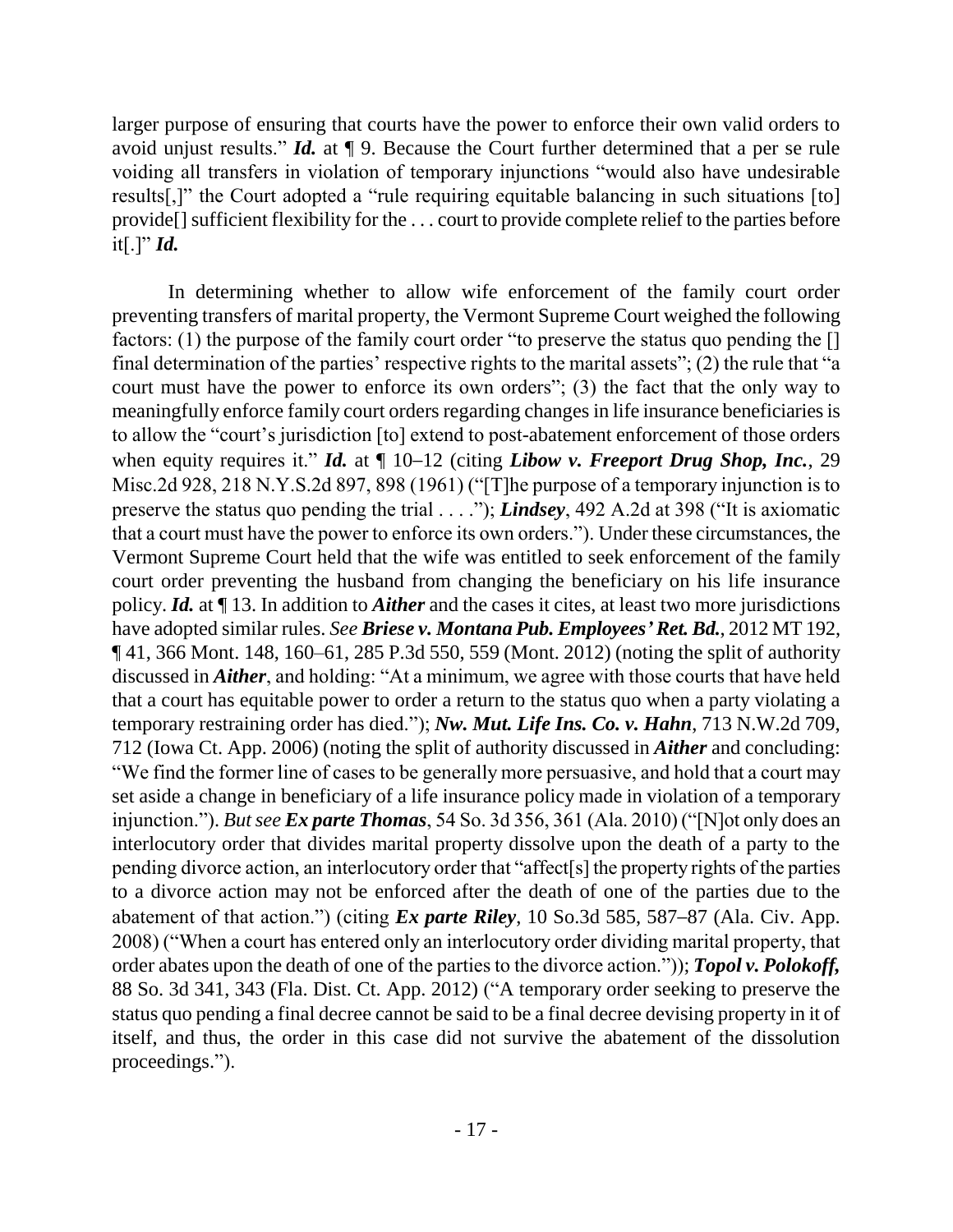larger purpose of ensuring that courts have the power to enforce their own valid orders to avoid unjust results." ***Id.*** at ¶ 9. Because the Court further determined that a per se rule voiding all transfers in violation of temporary injunctions "would also have undesirable results[,]" the Court adopted a "rule requiring equitable balancing in such situations [to] provide[] sufficient flexibility for the . . . court to provide complete relief to the parties before it[.]" ***Id.***

In determining whether to allow wife enforcement of the family court order preventing transfers of marital property, the Vermont Supreme Court weighed the following factors: (1) the purpose of the family court order "to preserve the status quo pending the [] final determination of the parties' respective rights to the marital assets"; (2) the rule that "a court must have the power to enforce its own orders"; (3) the fact that the only way to meaningfully enforce family court orders regarding changes in life insurance beneficiaries is to allow the "court's jurisdiction [to] extend to post-abatement enforcement of those orders when equity requires it." ***Id.*** at ¶ 10–12 (citing ***Libow v. Freeport Drug Shop, Inc.***, 29 Misc.2d 928, 218 N.Y.S.2d 897, 898 (1961) ("[T]he purpose of a temporary injunction is to preserve the status quo pending the trial . . . ."); ***Lindsey***, 492 A.2d at 398 ("It is axiomatic that a court must have the power to enforce its own orders."). Under these circumstances, the Vermont Supreme Court held that the wife was entitled to seek enforcement of the family court order preventing the husband from changing the beneficiary on his life insurance policy. ***Id.*** at ¶ 13. In addition to ***Aither*** and the cases it cites, at least two more jurisdictions have adopted similar rules. *See* ***Briese v. Montana Pub. Employees' Ret. Bd.***, 2012 MT 192, ¶ 41, 366 Mont. 148, 160–61, 285 P.3d 550, 559 (Mont. 2012) (noting the split of authority discussed in ***Aither***, and holding: "At a minimum, we agree with those courts that have held that a court has equitable power to order a return to the status quo when a party violating a temporary restraining order has died."); ***Nw. Mut. Life Ins. Co. v. Hahn***, 713 N.W.2d 709, 712 (Iowa Ct. App. 2006) (noting the split of authority discussed in ***Aither*** and concluding: "We find the former line of cases to be generally more persuasive, and hold that a court may set aside a change in beneficiary of a life insurance policy made in violation of a temporary injunction."). *But see* ***Ex parte Thomas***, 54 So. 3d 356, 361 (Ala. 2010) ("[N]ot only does an interlocutory order that divides marital property dissolve upon the death of a party to the pending divorce action, an interlocutory order that "affect[s] the property rights of the parties to a divorce action may not be enforced after the death of one of the parties due to the abatement of that action.") (citing ***Ex parte Riley***, 10 So.3d 585, 587–87 (Ala. Civ. App. 2008) ("When a court has entered only an interlocutory order dividing marital property, that order abates upon the death of one of the parties to the divorce action.")); ***Topol v. Polokoff,*** 88 So. 3d 341, 343 (Fla. Dist. Ct. App. 2012) ("A temporary order seeking to preserve the status quo pending a final decree cannot be said to be a final decree devising property in it of itself, and thus, the order in this case did not survive the abatement of the dissolution proceedings.").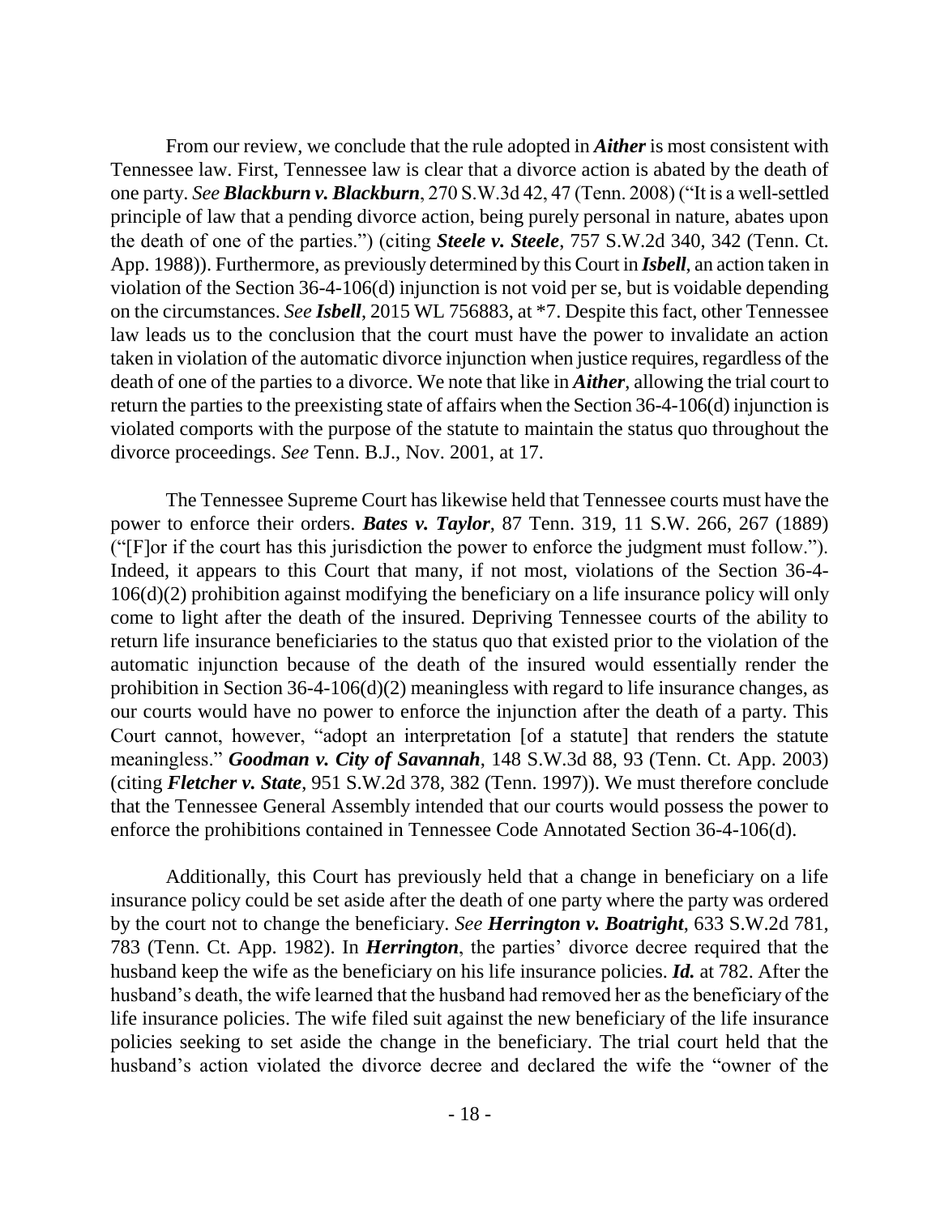From our review, we conclude that the rule adopted in ***Aither*** is most consistent with Tennessee law. First, Tennessee law is clear that a divorce action is abated by the death of one party. *See* ***Blackburn v. Blackburn***, 270 S.W.3d 42, 47 (Tenn. 2008) ("It is a well-settled principle of law that a pending divorce action, being purely personal in nature, abates upon the death of one of the parties.") (citing ***Steele v. Steele***, 757 S.W.2d 340, 342 (Tenn. Ct. App. 1988)). Furthermore, as previously determined by this Court in ***Isbell***, an action taken in violation of the Section 36-4-106(d) injunction is not void per se, but is voidable depending on the circumstances. *See* ***Isbell***, 2015 WL 756883, at *7. Despite this fact, other Tennessee law leads us to the conclusion that the court must have the power to invalidate an action taken in violation of the automatic divorce injunction when justice requires, regardless of the death of one of the parties to a divorce. We note that like in ***Aither***, allowing the trial court to return the parties to the preexisting state of affairs when the Section 36-4-106(d) injunction is violated comports with the purpose of the statute to maintain the status quo throughout the divorce proceedings. *See* Tenn. B.J., Nov. 2001, at 17.

The Tennessee Supreme Court has likewise held that Tennessee courts must have the power to enforce their orders. ***Bates v. Taylor***, 87 Tenn. 319, 11 S.W. 266, 267 (1889) ("[F]or if the court has this jurisdiction the power to enforce the judgment must follow."). Indeed, it appears to this Court that many, if not most, violations of the Section 36-4-106(d)(2) prohibition against modifying the beneficiary on a life insurance policy will only come to light after the death of the insured. Depriving Tennessee courts of the ability to return life insurance beneficiaries to the status quo that existed prior to the violation of the automatic injunction because of the death of the insured would essentially render the prohibition in Section 36-4-106(d)(2) meaningless with regard to life insurance changes, as our courts would have no power to enforce the injunction after the death of a party. This Court cannot, however, "adopt an interpretation [of a statute] that renders the statute meaningless." ***Goodman v. City of Savannah***, 148 S.W.3d 88, 93 (Tenn. Ct. App. 2003) (citing ***Fletcher v. State***, 951 S.W.2d 378, 382 (Tenn. 1997)). We must therefore conclude that the Tennessee General Assembly intended that our courts would possess the power to enforce the prohibitions contained in Tennessee Code Annotated Section 36-4-106(d).

Additionally, this Court has previously held that a change in beneficiary on a life insurance policy could be set aside after the death of one party where the party was ordered by the court not to change the beneficiary. *See* ***Herrington v. Boatright***, 633 S.W.2d 781, 783 (Tenn. Ct. App. 1982). In ***Herrington***, the parties' divorce decree required that the husband keep the wife as the beneficiary on his life insurance policies. ***Id.*** at 782. After the husband's death, the wife learned that the husband had removed her as the beneficiary of the life insurance policies. The wife filed suit against the new beneficiary of the life insurance policies seeking to set aside the change in the beneficiary. The trial court held that the husband's action violated the divorce decree and declared the wife the "owner of the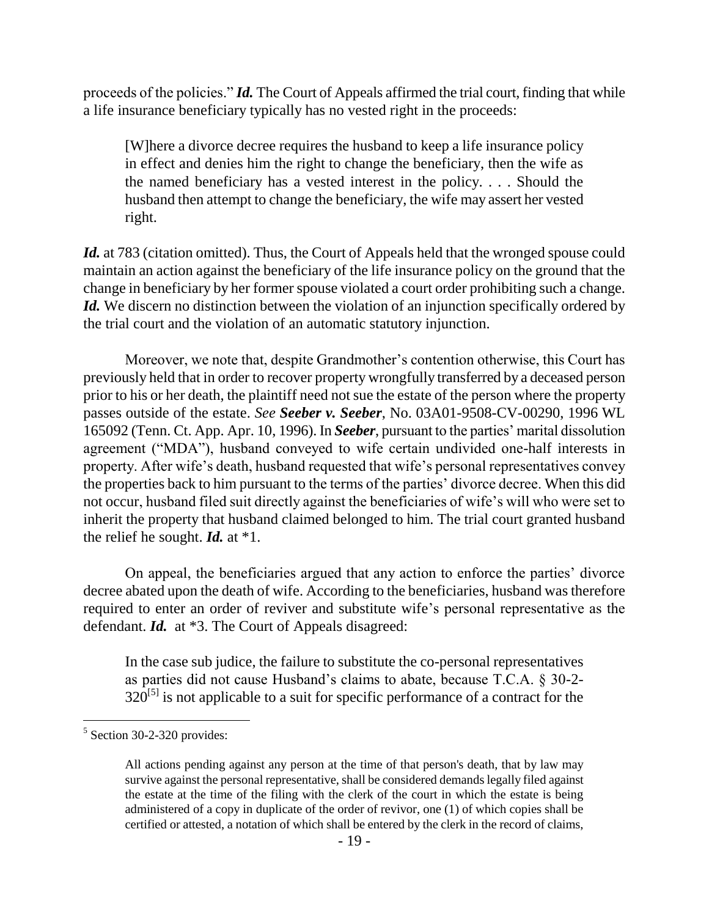proceeds of the policies." ***Id.*** The Court of Appeals affirmed the trial court, finding that while a life insurance beneficiary typically has no vested right in the proceeds:

> [W]here a divorce decree requires the husband to keep a life insurance policy in effect and denies him the right to change the beneficiary, then the wife as the named beneficiary has a vested interest in the policy. . . . Should the husband then attempt to change the beneficiary, the wife may assert her vested right.

***Id.*** at 783 (citation omitted). Thus, the Court of Appeals held that the wronged spouse could maintain an action against the beneficiary of the life insurance policy on the ground that the change in beneficiary by her former spouse violated a court order prohibiting such a change. ***Id.*** We discern no distinction between the violation of an injunction specifically ordered by the trial court and the violation of an automatic statutory injunction.

Moreover, we note that, despite Grandmother's contention otherwise, this Court has previously held that in order to recover property wrongfully transferred by a deceased person prior to his or her death, the plaintiff need not sue the estate of the person where the property passes outside of the estate. *See* ***Seeber v. Seeber***, No. 03A01-9508-CV-00290, 1996 WL 165092 (Tenn. Ct. App. Apr. 10, 1996). In ***Seeber***, pursuant to the parties' marital dissolution agreement ("MDA"), husband conveyed to wife certain undivided one-half interests in property. After wife's death, husband requested that wife's personal representatives convey the properties back to him pursuant to the terms of the parties' divorce decree. When this did not occur, husband filed suit directly against the beneficiaries of wife's will who were set to inherit the property that husband claimed belonged to him. The trial court granted husband the relief he sought. ***Id.*** at *1.

On appeal, the beneficiaries argued that any action to enforce the parties' divorce decree abated upon the death of wife. According to the beneficiaries, husband was therefore required to enter an order of reviver and substitute wife's personal representative as the defendant. ***Id.*** at *3. The Court of Appeals disagreed:

> In the case sub judice, the failure to substitute the co-personal representatives as parties did not cause Husband's claims to abate, because T.C.A. § 30-2-320[5] is not applicable to a suit for specific performance of a contract for the

---

[5] Section 30-2-320 provides:

> All actions pending against any person at the time of that person's death, that by law may survive against the personal representative, shall be considered demands legally filed against the estate at the time of the filing with the clerk of the court in which the estate is being administered of a copy in duplicate of the order of revivor, one (1) of which copies shall be certified or attested, a notation of which shall be entered by the clerk in the record of claims,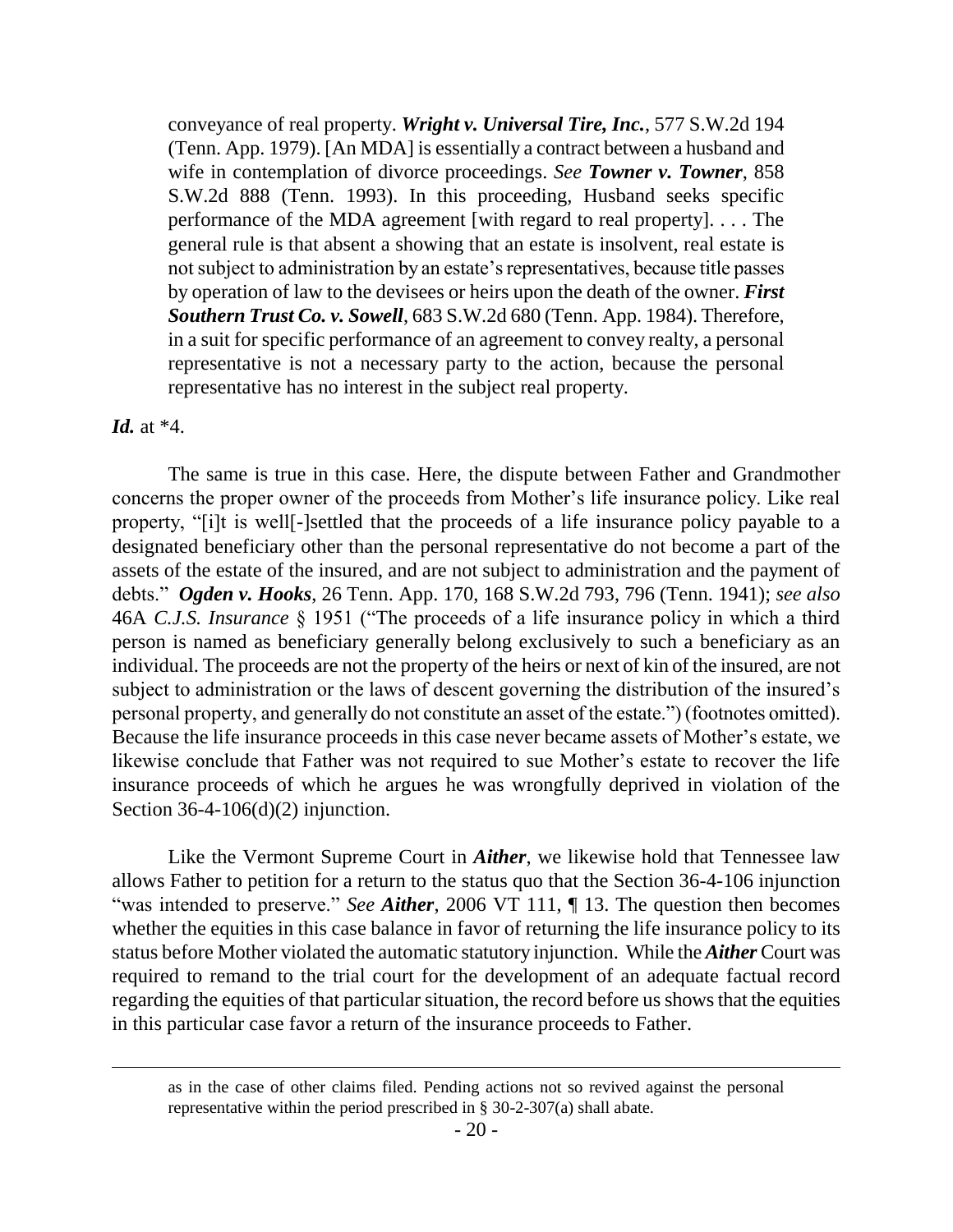> conveyance of real property. ***Wright v. Universal Tire, Inc.***, 577 S.W.2d 194 (Tenn. App. 1979). [An MDA] is essentially a contract between a husband and wife in contemplation of divorce proceedings. *See* ***Towner v. Towner***, 858 S.W.2d 888 (Tenn. 1993). In this proceeding, Husband seeks specific performance of the MDA agreement [with regard to real property]. . . . The general rule is that absent a showing that an estate is insolvent, real estate is not subject to administration by an estate's representatives, because title passes by operation of law to the devisees or heirs upon the death of the owner. ***First Southern Trust Co. v. Sowell***, 683 S.W.2d 680 (Tenn. App. 1984). Therefore, in a suit for specific performance of an agreement to convey realty, a personal representative is not a necessary party to the action, because the personal representative has no interest in the subject real property.

***Id.*** at *4.

The same is true in this case. Here, the dispute between Father and Grandmother concerns the proper owner of the proceeds from Mother's life insurance policy. Like real property, "[i]t is well[-]settled that the proceeds of a life insurance policy payable to a designated beneficiary other than the personal representative do not become a part of the assets of the estate of the insured, and are not subject to administration and the payment of debts." ***Ogden v. Hooks***, 26 Tenn. App. 170, 168 S.W.2d 793, 796 (Tenn. 1941); *see also* 46A *C.J.S. Insurance* § 1951 ("The proceeds of a life insurance policy in which a third person is named as beneficiary generally belong exclusively to such a beneficiary as an individual. The proceeds are not the property of the heirs or next of kin of the insured, are not subject to administration or the laws of descent governing the distribution of the insured's personal property, and generally do not constitute an asset of the estate.") (footnotes omitted). Because the life insurance proceeds in this case never became assets of Mother's estate, we likewise conclude that Father was not required to sue Mother's estate to recover the life insurance proceeds of which he argues he was wrongfully deprived in violation of the Section 36-4-106(d)(2) injunction.

Like the Vermont Supreme Court in ***Aither***, we likewise hold that Tennessee law allows Father to petition for a return to the status quo that the Section 36-4-106 injunction "was intended to preserve." *See* ***Aither***, 2006 VT 111, ¶ 13. The question then becomes whether the equities in this case balance in favor of returning the life insurance policy to its status before Mother violated the automatic statutory injunction. While the ***Aither*** Court was required to remand to the trial court for the development of an adequate factual record regarding the equities of that particular situation, the record before us shows that the equities in this particular case favor a return of the insurance proceeds to Father.

---

as in the case of other claims filed. Pending actions not so revived against the personal representative within the period prescribed in § 30-2-307(a) shall abate.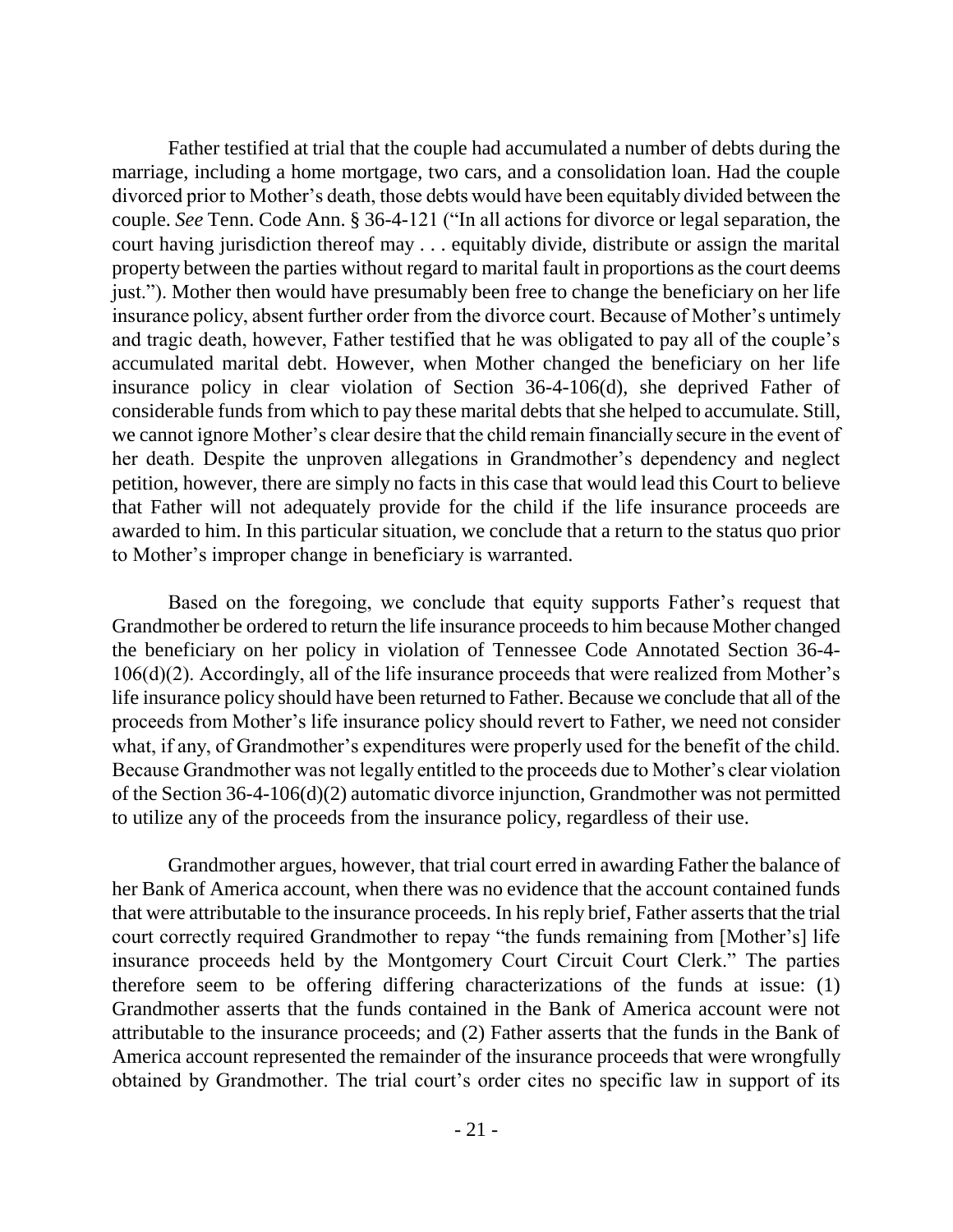Father testified at trial that the couple had accumulated a number of debts during the marriage, including a home mortgage, two cars, and a consolidation loan. Had the couple divorced prior to Mother's death, those debts would have been equitably divided between the couple. *See* Tenn. Code Ann. § 36-4-121 ("In all actions for divorce or legal separation, the court having jurisdiction thereof may . . . equitably divide, distribute or assign the marital property between the parties without regard to marital fault in proportions as the court deems just."). Mother then would have presumably been free to change the beneficiary on her life insurance policy, absent further order from the divorce court. Because of Mother's untimely and tragic death, however, Father testified that he was obligated to pay all of the couple's accumulated marital debt. However, when Mother changed the beneficiary on her life insurance policy in clear violation of Section 36-4-106(d), she deprived Father of considerable funds from which to pay these marital debts that she helped to accumulate. Still, we cannot ignore Mother's clear desire that the child remain financially secure in the event of her death. Despite the unproven allegations in Grandmother's dependency and neglect petition, however, there are simply no facts in this case that would lead this Court to believe that Father will not adequately provide for the child if the life insurance proceeds are awarded to him. In this particular situation, we conclude that a return to the status quo prior to Mother's improper change in beneficiary is warranted.

Based on the foregoing, we conclude that equity supports Father's request that Grandmother be ordered to return the life insurance proceeds to him because Mother changed the beneficiary on her policy in violation of Tennessee Code Annotated Section 36-4-106(d)(2). Accordingly, all of the life insurance proceeds that were realized from Mother's life insurance policy should have been returned to Father. Because we conclude that all of the proceeds from Mother's life insurance policy should revert to Father, we need not consider what, if any, of Grandmother's expenditures were properly used for the benefit of the child. Because Grandmother was not legally entitled to the proceeds due to Mother's clear violation of the Section 36-4-106(d)(2) automatic divorce injunction, Grandmother was not permitted to utilize any of the proceeds from the insurance policy, regardless of their use.

Grandmother argues, however, that trial court erred in awarding Father the balance of her Bank of America account, when there was no evidence that the account contained funds that were attributable to the insurance proceeds. In his reply brief, Father asserts that the trial court correctly required Grandmother to repay "the funds remaining from [Mother's] life insurance proceeds held by the Montgomery Court Circuit Court Clerk." The parties therefore seem to be offering differing characterizations of the funds at issue: (1) Grandmother asserts that the funds contained in the Bank of America account were not attributable to the insurance proceeds; and (2) Father asserts that the funds in the Bank of America account represented the remainder of the insurance proceeds that were wrongfully obtained by Grandmother. The trial court's order cites no specific law in support of its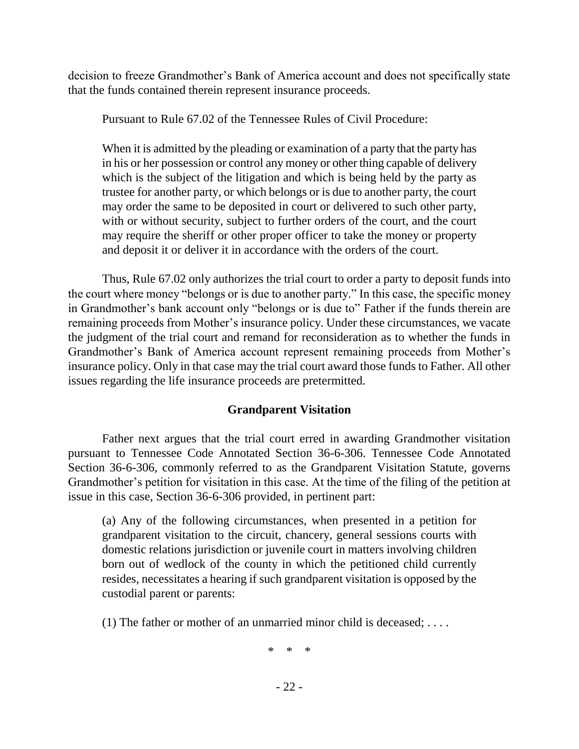decision to freeze Grandmother's Bank of America account and does not specifically state that the funds contained therein represent insurance proceeds.

Pursuant to Rule 67.02 of the Tennessee Rules of Civil Procedure:

> When it is admitted by the pleading or examination of a party that the party has in his or her possession or control any money or other thing capable of delivery which is the subject of the litigation and which is being held by the party as trustee for another party, or which belongs or is due to another party, the court may order the same to be deposited in court or delivered to such other party, with or without security, subject to further orders of the court, and the court may require the sheriff or other proper officer to take the money or property and deposit it or deliver it in accordance with the orders of the court.

Thus, Rule 67.02 only authorizes the trial court to order a party to deposit funds into the court where money "belongs or is due to another party." In this case, the specific money in Grandmother's bank account only "belongs or is due to" Father if the funds therein are remaining proceeds from Mother's insurance policy. Under these circumstances, we vacate the judgment of the trial court and remand for reconsideration as to whether the funds in Grandmother's Bank of America account represent remaining proceeds from Mother's insurance policy. Only in that case may the trial court award those funds to Father. All other issues regarding the life insurance proceeds are pretermitted.

## Grandparent Visitation

Father next argues that the trial court erred in awarding Grandmother visitation pursuant to Tennessee Code Annotated Section 36-6-306. Tennessee Code Annotated Section 36-6-306, commonly referred to as the Grandparent Visitation Statute, governs Grandmother's petition for visitation in this case. At the time of the filing of the petition at issue in this case, Section 36-6-306 provided, in pertinent part:

> (a) Any of the following circumstances, when presented in a petition for grandparent visitation to the circuit, chancery, general sessions courts with domestic relations jurisdiction or juvenile court in matters involving children born out of wedlock of the county in which the petitioned child currently resides, necessitates a hearing if such grandparent visitation is opposed by the custodial parent or parents:
>
> (1) The father or mother of an unmarried minor child is deceased; . . . .
>
> \* \* \*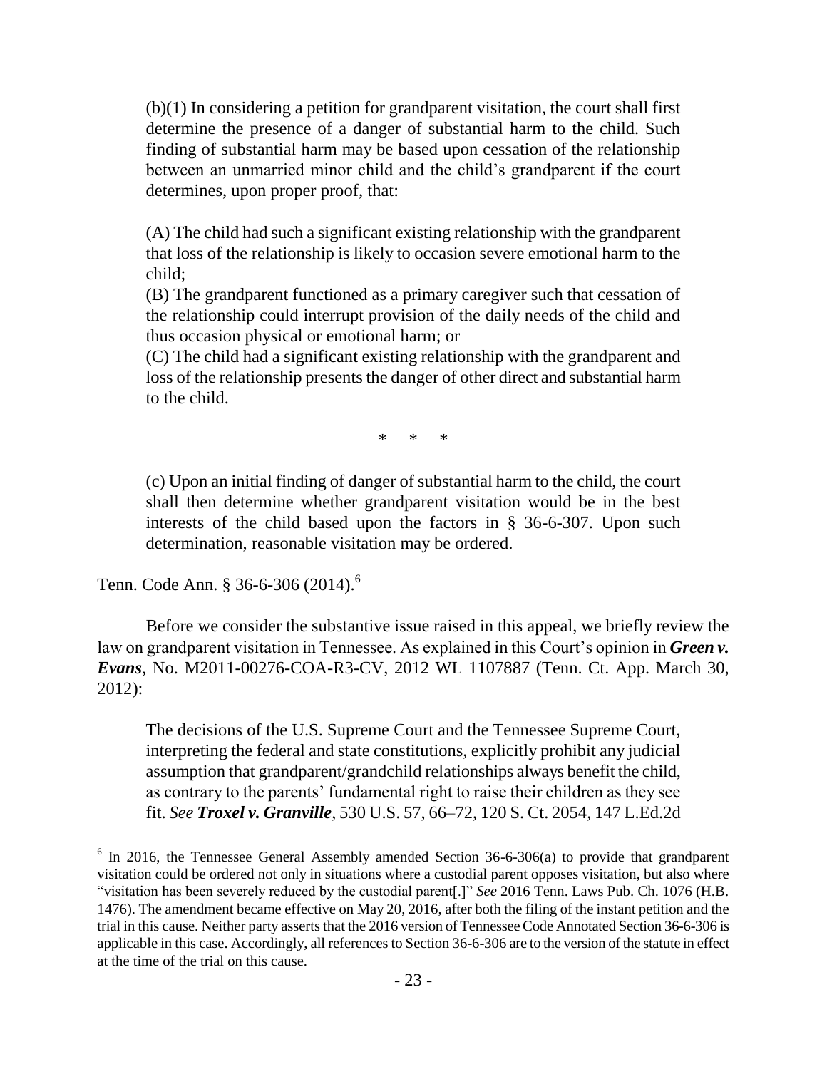> (b)(1) In considering a petition for grandparent visitation, the court shall first determine the presence of a danger of substantial harm to the child. Such finding of substantial harm may be based upon cessation of the relationship between an unmarried minor child and the child's grandparent if the court determines, upon proper proof, that:
>
> (A) The child had such a significant existing relationship with the grandparent that loss of the relationship is likely to occasion severe emotional harm to the child;
> (B) The grandparent functioned as a primary caregiver such that cessation of the relationship could interrupt provision of the daily needs of the child and thus occasion physical or emotional harm; or
> (C) The child had a significant existing relationship with the grandparent and loss of the relationship presents the danger of other direct and substantial harm to the child.
>
> \* \* \*
>
> (c) Upon an initial finding of danger of substantial harm to the child, the court shall then determine whether grandparent visitation would be in the best interests of the child based upon the factors in § 36-6-307. Upon such determination, reasonable visitation may be ordered.

Tenn. Code Ann. § 36-6-306 (2014).[6]

Before we consider the substantive issue raised in this appeal, we briefly review the law on grandparent visitation in Tennessee. As explained in this Court's opinion in ***Green v. Evans***, No. M2011-00276-COA-R3-CV, 2012 WL 1107887 (Tenn. Ct. App. March 30, 2012):

> The decisions of the U.S. Supreme Court and the Tennessee Supreme Court, interpreting the federal and state constitutions, explicitly prohibit any judicial assumption that grandparent/grandchild relationships always benefit the child, as contrary to the parents' fundamental right to raise their children as they see fit. *See* ***Troxel v. Granville***, 530 U.S. 57, 66–72, 120 S. Ct. 2054, 147 L.Ed.2d

---

[6] In 2016, the Tennessee General Assembly amended Section 36-6-306(a) to provide that grandparent visitation could be ordered not only in situations where a custodial parent opposes visitation, but also where "visitation has been severely reduced by the custodial parent[.]" *See* 2016 Tenn. Laws Pub. Ch. 1076 (H.B. 1476). The amendment became effective on May 20, 2016, after both the filing of the instant petition and the trial in this cause. Neither party asserts that the 2016 version of Tennessee Code Annotated Section 36-6-306 is applicable in this case. Accordingly, all references to Section 36-6-306 are to the version of the statute in effect at the time of the trial on this cause.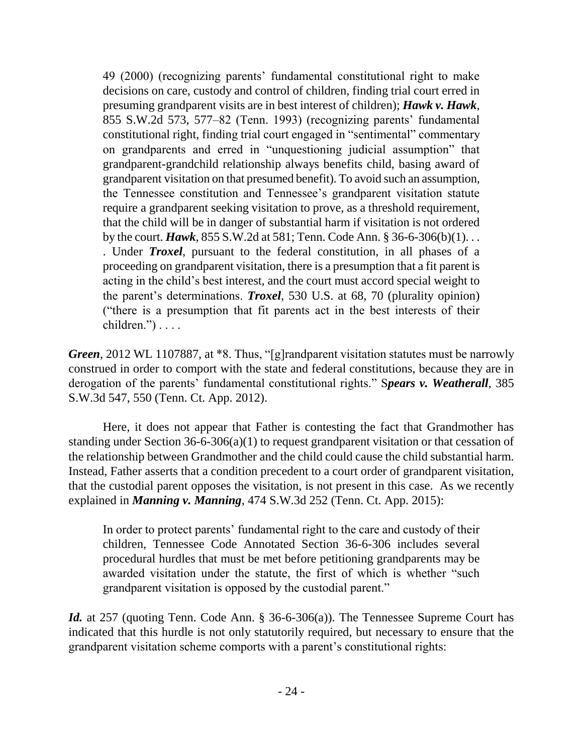> 49 (2000) (recognizing parents' fundamental constitutional right to make decisions on care, custody and control of children, finding trial court erred in presuming grandparent visits are in best interest of children); ***Hawk v. Hawk***, 855 S.W.2d 573, 577–82 (Tenn. 1993) (recognizing parents' fundamental constitutional right, finding trial court engaged in "sentimental" commentary on grandparents and erred in "unquestioning judicial assumption" that grandparent-grandchild relationship always benefits child, basing award of grandparent visitation on that presumed benefit). To avoid such an assumption, the Tennessee constitution and Tennessee's grandparent visitation statute require a grandparent seeking visitation to prove, as a threshold requirement, that the child will be in danger of substantial harm if visitation is not ordered by the court. ***Hawk***, 855 S.W.2d at 581; Tenn. Code Ann. § 36-6-306(b)(1). . . . Under ***Troxel***, pursuant to the federal constitution, in all phases of a proceeding on grandparent visitation, there is a presumption that a fit parent is acting in the child's best interest, and the court must accord special weight to the parent's determinations. ***Troxel***, 530 U.S. at 68, 70 (plurality opinion) ("there is a presumption that fit parents act in the best interests of their children.") . . . .

***Green***, 2012 WL 1107887, at *8. Thus, "[g]randparent visitation statutes must be narrowly construed in order to comport with the state and federal constitutions, because they are in derogation of the parents' fundamental constitutional rights." S***pears v. Weatherall***, 385 S.W.3d 547, 550 (Tenn. Ct. App. 2012).

Here, it does not appear that Father is contesting the fact that Grandmother has standing under Section 36-6-306(a)(1) to request grandparent visitation or that cessation of the relationship between Grandmother and the child could cause the child substantial harm. Instead, Father asserts that a condition precedent to a court order of grandparent visitation, that the custodial parent opposes the visitation, is not present in this case. As we recently explained in ***Manning v. Manning***, 474 S.W.3d 252 (Tenn. Ct. App. 2015):

> In order to protect parents' fundamental right to the care and custody of their children, Tennessee Code Annotated Section 36-6-306 includes several procedural hurdles that must be met before petitioning grandparents may be awarded visitation under the statute, the first of which is whether "such grandparent visitation is opposed by the custodial parent."

***Id.*** at 257 (quoting Tenn. Code Ann. § 36-6-306(a)). The Tennessee Supreme Court has indicated that this hurdle is not only statutorily required, but necessary to ensure that the grandparent visitation scheme comports with a parent's constitutional rights: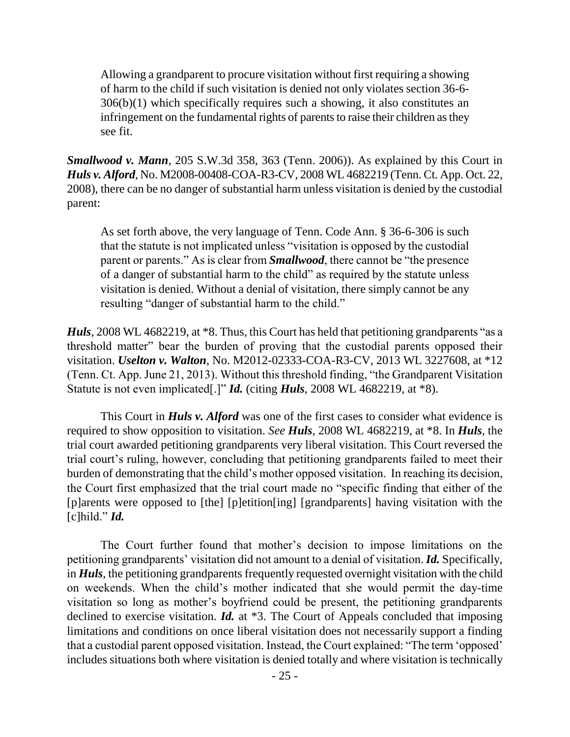> Allowing a grandparent to procure visitation without first requiring a showing of harm to the child if such visitation is denied not only violates section 36-6-306(b)(1) which specifically requires such a showing, it also constitutes an infringement on the fundamental rights of parents to raise their children as they see fit.

***Smallwood v. Mann***, 205 S.W.3d 358, 363 (Tenn. 2006)). As explained by this Court in ***Huls v. Alford***, No. M2008-00408-COA-R3-CV, 2008 WL 4682219 (Tenn. Ct. App. Oct. 22, 2008), there can be no danger of substantial harm unless visitation is denied by the custodial parent:

> As set forth above, the very language of Tenn. Code Ann. § 36-6-306 is such that the statute is not implicated unless "visitation is opposed by the custodial parent or parents." As is clear from ***Smallwood***, there cannot be "the presence of a danger of substantial harm to the child" as required by the statute unless visitation is denied. Without a denial of visitation, there simply cannot be any resulting "danger of substantial harm to the child."

***Huls***, 2008 WL 4682219, at *8. Thus, this Court has held that petitioning grandparents "as a threshold matter" bear the burden of proving that the custodial parents opposed their visitation. ***Uselton v. Walton***, No. M2012-02333-COA-R3-CV, 2013 WL 3227608, at *12 (Tenn. Ct. App. June 21, 2013). Without this threshold finding, "the Grandparent Visitation Statute is not even implicated[.]" ***Id.*** (citing ***Huls***, 2008 WL 4682219, at *8).

This Court in ***Huls v. Alford*** was one of the first cases to consider what evidence is required to show opposition to visitation. *See* ***Huls***, 2008 WL 4682219, at *8. In ***Huls***, the trial court awarded petitioning grandparents very liberal visitation. This Court reversed the trial court's ruling, however, concluding that petitioning grandparents failed to meet their burden of demonstrating that the child's mother opposed visitation. In reaching its decision, the Court first emphasized that the trial court made no "specific finding that either of the [p]arents were opposed to [the] [p]etition[ing] [grandparents] having visitation with the [c]hild." ***Id.***

The Court further found that mother's decision to impose limitations on the petitioning grandparents' visitation did not amount to a denial of visitation. ***Id.*** Specifically, in ***Huls***, the petitioning grandparents frequently requested overnight visitation with the child on weekends. When the child's mother indicated that she would permit the day-time visitation so long as mother's boyfriend could be present, the petitioning grandparents declined to exercise visitation. ***Id.*** at *3. The Court of Appeals concluded that imposing limitations and conditions on once liberal visitation does not necessarily support a finding that a custodial parent opposed visitation. Instead, the Court explained: "The term 'opposed' includes situations both where visitation is denied totally and where visitation is technically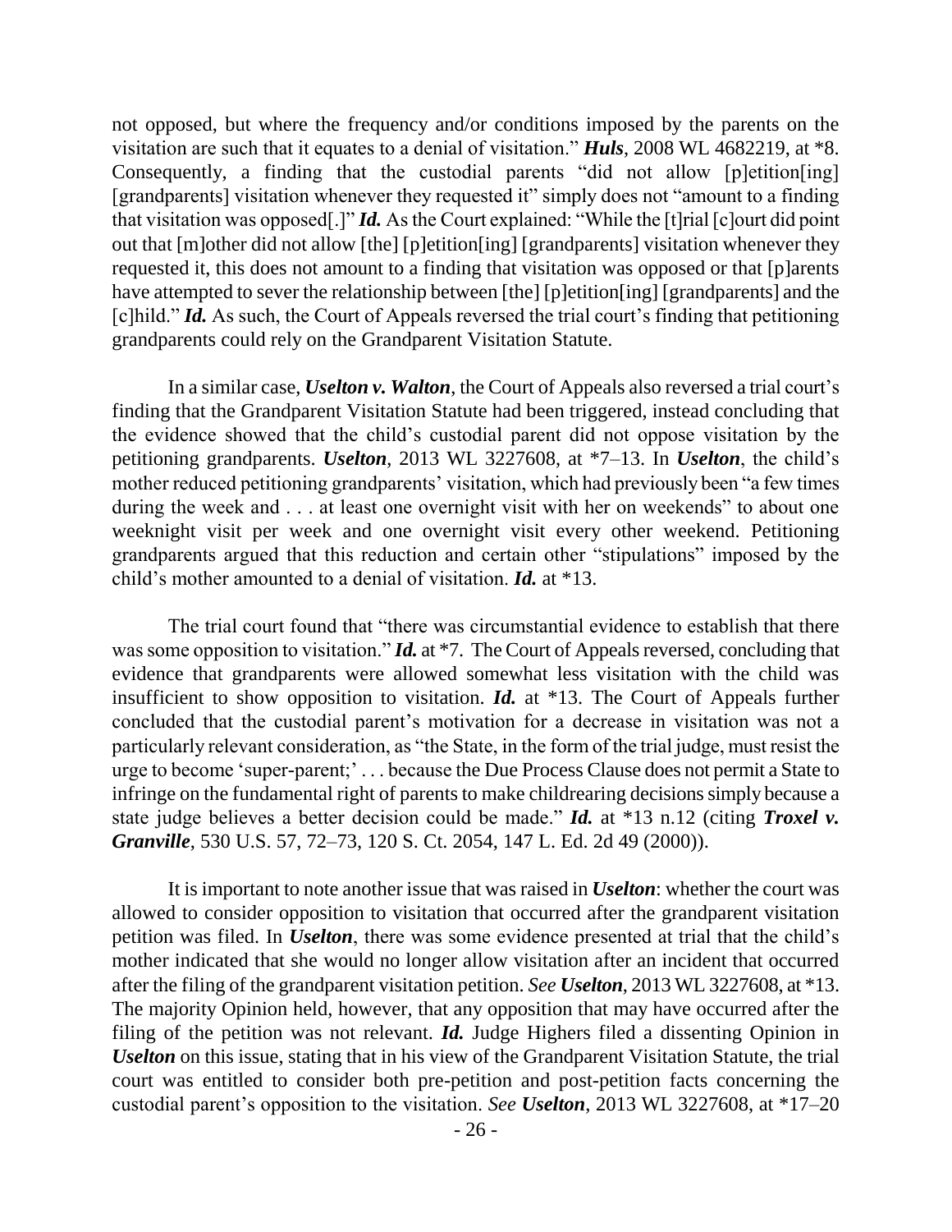not opposed, but where the frequency and/or conditions imposed by the parents on the visitation are such that it equates to a denial of visitation." ***Huls***, 2008 WL 4682219, at *8. Consequently, a finding that the custodial parents "did not allow [p]etition[ing] [grandparents] visitation whenever they requested it" simply does not "amount to a finding that visitation was opposed[.]" ***Id.*** As the Court explained: "While the [t]rial [c]ourt did point out that [m]other did not allow [the] [p]etition[ing] [grandparents] visitation whenever they requested it, this does not amount to a finding that visitation was opposed or that [p]arents have attempted to sever the relationship between [the] [p]etition[ing] [grandparents] and the [c]hild." ***Id.*** As such, the Court of Appeals reversed the trial court's finding that petitioning grandparents could rely on the Grandparent Visitation Statute.

In a similar case, ***Uselton v. Walton***, the Court of Appeals also reversed a trial court's finding that the Grandparent Visitation Statute had been triggered, instead concluding that the evidence showed that the child's custodial parent did not oppose visitation by the petitioning grandparents. ***Uselton***, 2013 WL 3227608, at *7–13. In ***Uselton***, the child's mother reduced petitioning grandparents' visitation, which had previously been "a few times during the week and . . . at least one overnight visit with her on weekends" to about one weeknight visit per week and one overnight visit every other weekend. Petitioning grandparents argued that this reduction and certain other "stipulations" imposed by the child's mother amounted to a denial of visitation. ***Id.*** at *13.

The trial court found that "there was circumstantial evidence to establish that there was some opposition to visitation." ***Id.*** at *7. The Court of Appeals reversed, concluding that evidence that grandparents were allowed somewhat less visitation with the child was insufficient to show opposition to visitation. ***Id.*** at *13. The Court of Appeals further concluded that the custodial parent's motivation for a decrease in visitation was not a particularly relevant consideration, as "the State, in the form of the trial judge, must resist the urge to become 'super-parent;' . . . because the Due Process Clause does not permit a State to infringe on the fundamental right of parents to make childrearing decisions simply because a state judge believes a better decision could be made." ***Id.*** at *13 n.12 (citing ***Troxel v. Granville***, 530 U.S. 57, 72–73, 120 S. Ct. 2054, 147 L. Ed. 2d 49 (2000)).

It is important to note another issue that was raised in ***Uselton***: whether the court was allowed to consider opposition to visitation that occurred after the grandparent visitation petition was filed. In ***Uselton***, there was some evidence presented at trial that the child's mother indicated that she would no longer allow visitation after an incident that occurred after the filing of the grandparent visitation petition. *See* ***Uselton***, 2013 WL 3227608, at *13. The majority Opinion held, however, that any opposition that may have occurred after the filing of the petition was not relevant. ***Id.*** Judge Highers filed a dissenting Opinion in ***Uselton*** on this issue, stating that in his view of the Grandparent Visitation Statute, the trial court was entitled to consider both pre-petition and post-petition facts concerning the custodial parent's opposition to the visitation. *See* ***Uselton***, 2013 WL 3227608, at *17–20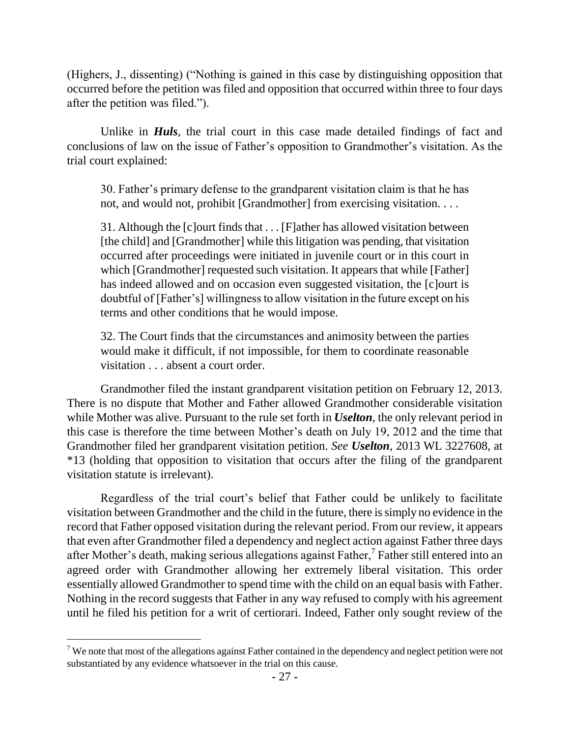(Highers, J., dissenting) ("Nothing is gained in this case by distinguishing opposition that occurred before the petition was filed and opposition that occurred within three to four days after the petition was filed.").

Unlike in ***Huls***, the trial court in this case made detailed findings of fact and conclusions of law on the issue of Father's opposition to Grandmother's visitation. As the trial court explained:

> 30. Father's primary defense to the grandparent visitation claim is that he has not, and would not, prohibit [Grandmother] from exercising visitation. . . .
>
> 31. Although the [c]ourt finds that . . . [F]ather has allowed visitation between [the child] and [Grandmother] while this litigation was pending, that visitation occurred after proceedings were initiated in juvenile court or in this court in which [Grandmother] requested such visitation. It appears that while [Father] has indeed allowed and on occasion even suggested visitation, the [c]ourt is doubtful of [Father's] willingness to allow visitation in the future except on his terms and other conditions that he would impose.
>
> 32. The Court finds that the circumstances and animosity between the parties would make it difficult, if not impossible, for them to coordinate reasonable visitation . . . absent a court order.

Grandmother filed the instant grandparent visitation petition on February 12, 2013. There is no dispute that Mother and Father allowed Grandmother considerable visitation while Mother was alive. Pursuant to the rule set forth in ***Uselton***, the only relevant period in this case is therefore the time between Mother's death on July 19, 2012 and the time that Grandmother filed her grandparent visitation petition. *See* ***Uselton***, 2013 WL 3227608, at *13 (holding that opposition to visitation that occurs after the filing of the grandparent visitation statute is irrelevant).

Regardless of the trial court's belief that Father could be unlikely to facilitate visitation between Grandmother and the child in the future, there is simply no evidence in the record that Father opposed visitation during the relevant period. From our review, it appears that even after Grandmother filed a dependency and neglect action against Father three days after Mother's death, making serious allegations against Father,[7] Father still entered into an agreed order with Grandmother allowing her extremely liberal visitation. This order essentially allowed Grandmother to spend time with the child on an equal basis with Father. Nothing in the record suggests that Father in any way refused to comply with his agreement until he filed his petition for a writ of certiorari. Indeed, Father only sought review of the

---

[7] We note that most of the allegations against Father contained in the dependency and neglect petition were not substantiated by any evidence whatsoever in the trial on this cause.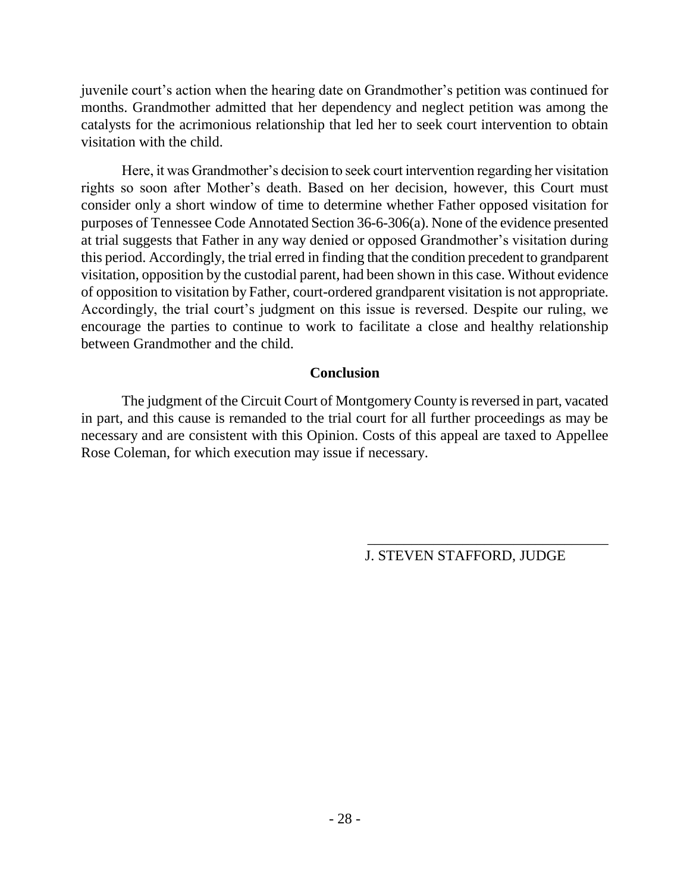juvenile court's action when the hearing date on Grandmother's petition was continued for months. Grandmother admitted that her dependency and neglect petition was among the catalysts for the acrimonious relationship that led her to seek court intervention to obtain visitation with the child.

Here, it was Grandmother's decision to seek court intervention regarding her visitation rights so soon after Mother's death. Based on her decision, however, this Court must consider only a short window of time to determine whether Father opposed visitation for purposes of Tennessee Code Annotated Section 36-6-306(a). None of the evidence presented at trial suggests that Father in any way denied or opposed Grandmother's visitation during this period. Accordingly, the trial erred in finding that the condition precedent to grandparent visitation, opposition by the custodial parent, had been shown in this case. Without evidence of opposition to visitation by Father, court-ordered grandparent visitation is not appropriate. Accordingly, the trial court's judgment on this issue is reversed. Despite our ruling, we encourage the parties to continue to work to facilitate a close and healthy relationship between Grandmother and the child.

## Conclusion

The judgment of the Circuit Court of Montgomery County is reversed in part, vacated in part, and this cause is remanded to the trial court for all further proceedings as may be necessary and are consistent with this Opinion. Costs of this appeal are taxed to Appellee Rose Coleman, for which execution may issue if necessary.

J. STEVEN STAFFORD, JUDGE